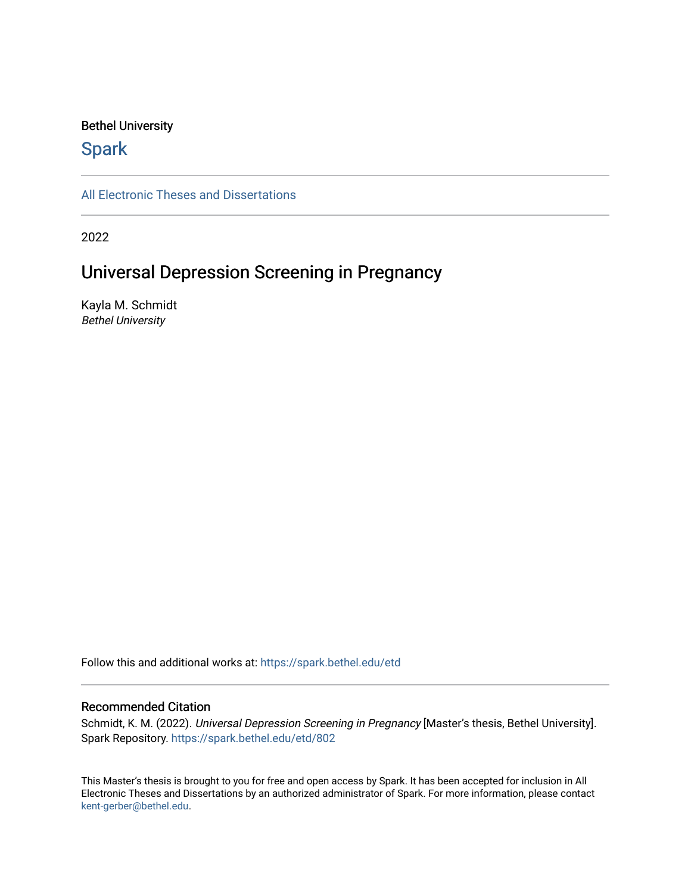Bethel University

## Spark

All Electronic Theses and Dissertations

2022

# Universal Depression Screening in Pregnancy

Kayla M. Schmidt
*Bethel University*

Follow this and additional works at: https://spark.bethel.edu/etd

### Recommended Citation

Schmidt, K. M. (2022). *Universal Depression Screening in Pregnancy* [Master's thesis, Bethel University]. Spark Repository. https://spark.bethel.edu/etd/802

This Master's thesis is brought to you for free and open access by Spark. It has been accepted for inclusion in All Electronic Theses and Dissertations by an authorized administrator of Spark. For more information, please contact kent-gerber@bethel.edu.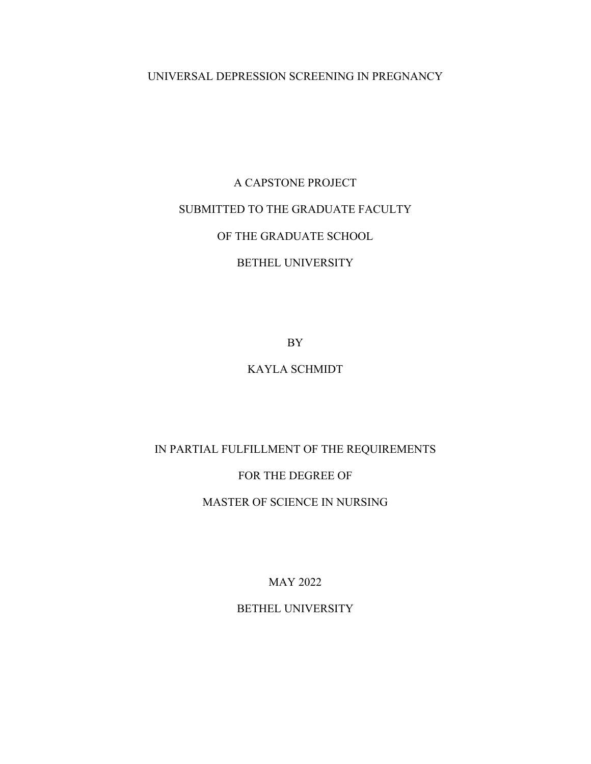# UNIVERSAL DEPRESSION SCREENING IN PREGNANCY

A CAPSTONE PROJECT

SUBMITTED TO THE GRADUATE FACULTY

OF THE GRADUATE SCHOOL

BETHEL UNIVERSITY

BY

KAYLA SCHMIDT

IN PARTIAL FULFILLMENT OF THE REQUIREMENTS

FOR THE DEGREE OF

MASTER OF SCIENCE IN NURSING

MAY 2022

BETHEL UNIVERSITY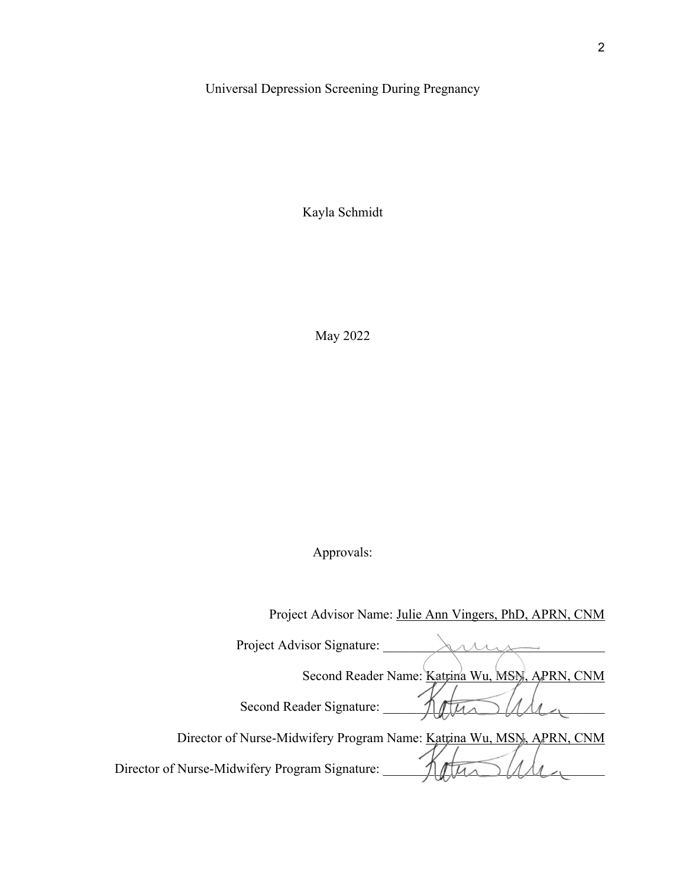Universal Depression Screening During Pregnancy

Kayla Schmidt

May 2022

Approvals:

Project Advisor Name: Julie Ann Vingers, PhD, APRN, CNM

Project Advisor Signature: ____________________

Second Reader Name: Katrina Wu, MSN, APRN, CNM

Second Reader Signature: ____________________

Director of Nurse-Midwifery Program Name: Katrina Wu, MSN, APRN, CNM

Director of Nurse-Midwifery Program Signature: ____________________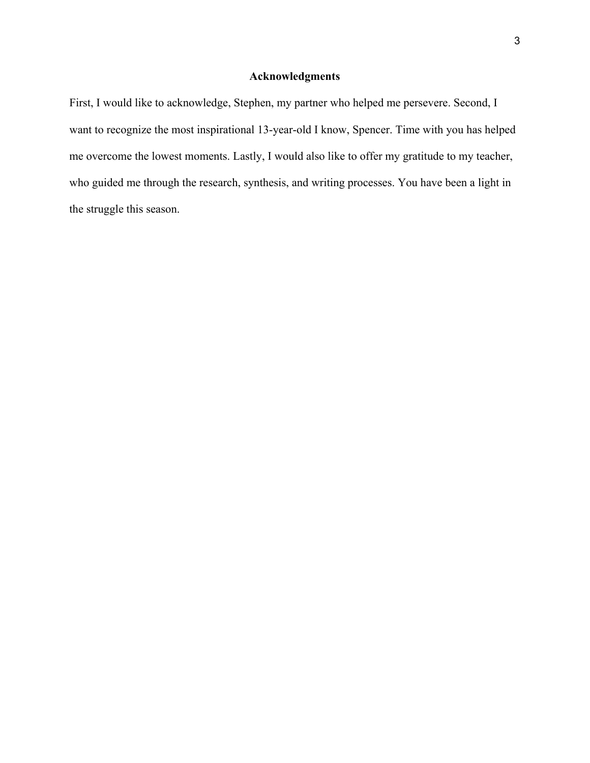## Acknowledgments

First, I would like to acknowledge, Stephen, my partner who helped me persevere. Second, I want to recognize the most inspirational 13-year-old I know, Spencer. Time with you has helped me overcome the lowest moments. Lastly, I would also like to offer my gratitude to my teacher, who guided me through the research, synthesis, and writing processes. You have been a light in the struggle this season.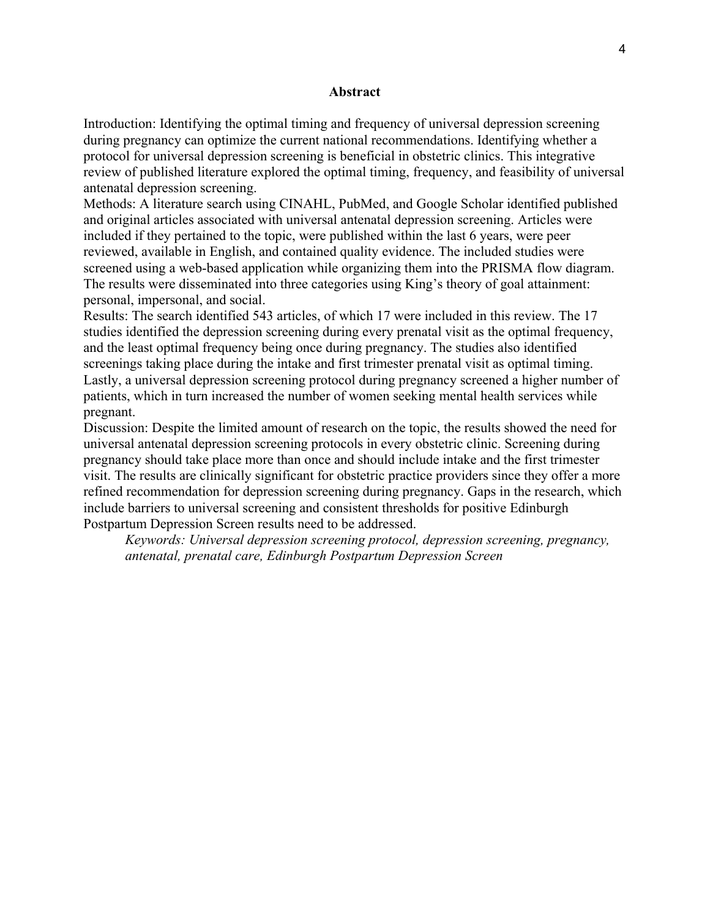## Abstract

Introduction: Identifying the optimal timing and frequency of universal depression screening during pregnancy can optimize the current national recommendations. Identifying whether a protocol for universal depression screening is beneficial in obstetric clinics. This integrative review of published literature explored the optimal timing, frequency, and feasibility of universal antenatal depression screening.

Methods: A literature search using CINAHL, PubMed, and Google Scholar identified published and original articles associated with universal antenatal depression screening. Articles were included if they pertained to the topic, were published within the last 6 years, were peer reviewed, available in English, and contained quality evidence. The included studies were screened using a web-based application while organizing them into the PRISMA flow diagram. The results were disseminated into three categories using King's theory of goal attainment: personal, impersonal, and social.

Results: The search identified 543 articles, of which 17 were included in this review. The 17 studies identified the depression screening during every prenatal visit as the optimal frequency, and the least optimal frequency being once during pregnancy. The studies also identified screenings taking place during the intake and first trimester prenatal visit as optimal timing. Lastly, a universal depression screening protocol during pregnancy screened a higher number of patients, which in turn increased the number of women seeking mental health services while pregnant.

Discussion: Despite the limited amount of research on the topic, the results showed the need for universal antenatal depression screening protocols in every obstetric clinic. Screening during pregnancy should take place more than once and should include intake and the first trimester visit. The results are clinically significant for obstetric practice providers since they offer a more refined recommendation for depression screening during pregnancy. Gaps in the research, which include barriers to universal screening and consistent thresholds for positive Edinburgh Postpartum Depression Screen results need to be addressed.

*Keywords: Universal depression screening protocol, depression screening, pregnancy, antenatal, prenatal care, Edinburgh Postpartum Depression Screen*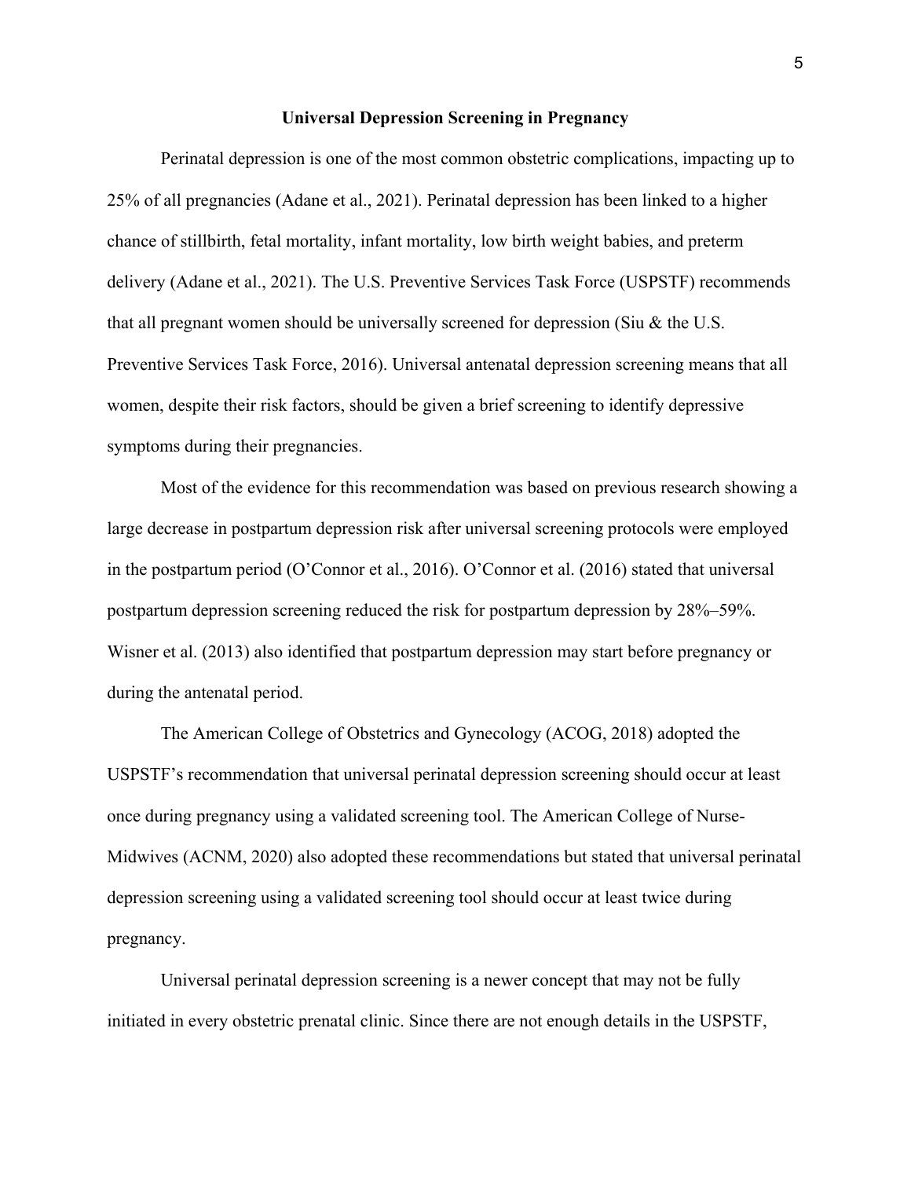## Universal Depression Screening in Pregnancy

Perinatal depression is one of the most common obstetric complications, impacting up to 25% of all pregnancies (Adane et al., 2021). Perinatal depression has been linked to a higher chance of stillbirth, fetal mortality, infant mortality, low birth weight babies, and preterm delivery (Adane et al., 2021). The U.S. Preventive Services Task Force (USPSTF) recommends that all pregnant women should be universally screened for depression (Siu & the U.S. Preventive Services Task Force, 2016). Universal antenatal depression screening means that all women, despite their risk factors, should be given a brief screening to identify depressive symptoms during their pregnancies.

Most of the evidence for this recommendation was based on previous research showing a large decrease in postpartum depression risk after universal screening protocols were employed in the postpartum period (O'Connor et al., 2016). O'Connor et al. (2016) stated that universal postpartum depression screening reduced the risk for postpartum depression by 28%–59%. Wisner et al. (2013) also identified that postpartum depression may start before pregnancy or during the antenatal period.

The American College of Obstetrics and Gynecology (ACOG, 2018) adopted the USPSTF's recommendation that universal perinatal depression screening should occur at least once during pregnancy using a validated screening tool. The American College of Nurse-Midwives (ACNM, 2020) also adopted these recommendations but stated that universal perinatal depression screening using a validated screening tool should occur at least twice during pregnancy.

Universal perinatal depression screening is a newer concept that may not be fully initiated in every obstetric prenatal clinic. Since there are not enough details in the USPSTF,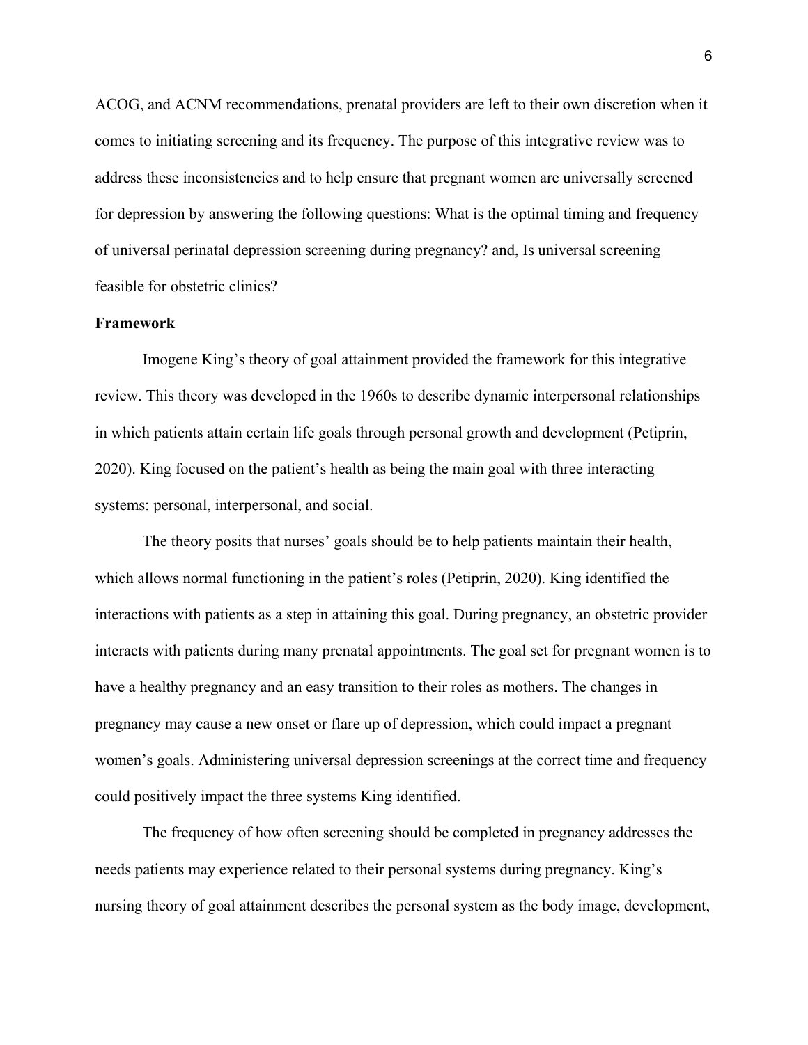ACOG, and ACNM recommendations, prenatal providers are left to their own discretion when it comes to initiating screening and its frequency. The purpose of this integrative review was to address these inconsistencies and to help ensure that pregnant women are universally screened for depression by answering the following questions: What is the optimal timing and frequency of universal perinatal depression screening during pregnancy? and, Is universal screening feasible for obstetric clinics?

**Framework**

Imogene King's theory of goal attainment provided the framework for this integrative review. This theory was developed in the 1960s to describe dynamic interpersonal relationships in which patients attain certain life goals through personal growth and development (Petiprin, 2020). King focused on the patient's health as being the main goal with three interacting systems: personal, interpersonal, and social.

The theory posits that nurses' goals should be to help patients maintain their health, which allows normal functioning in the patient's roles (Petiprin, 2020). King identified the interactions with patients as a step in attaining this goal. During pregnancy, an obstetric provider interacts with patients during many prenatal appointments. The goal set for pregnant women is to have a healthy pregnancy and an easy transition to their roles as mothers. The changes in pregnancy may cause a new onset or flare up of depression, which could impact a pregnant women's goals. Administering universal depression screenings at the correct time and frequency could positively impact the three systems King identified.

The frequency of how often screening should be completed in pregnancy addresses the needs patients may experience related to their personal systems during pregnancy. King's nursing theory of goal attainment describes the personal system as the body image, development,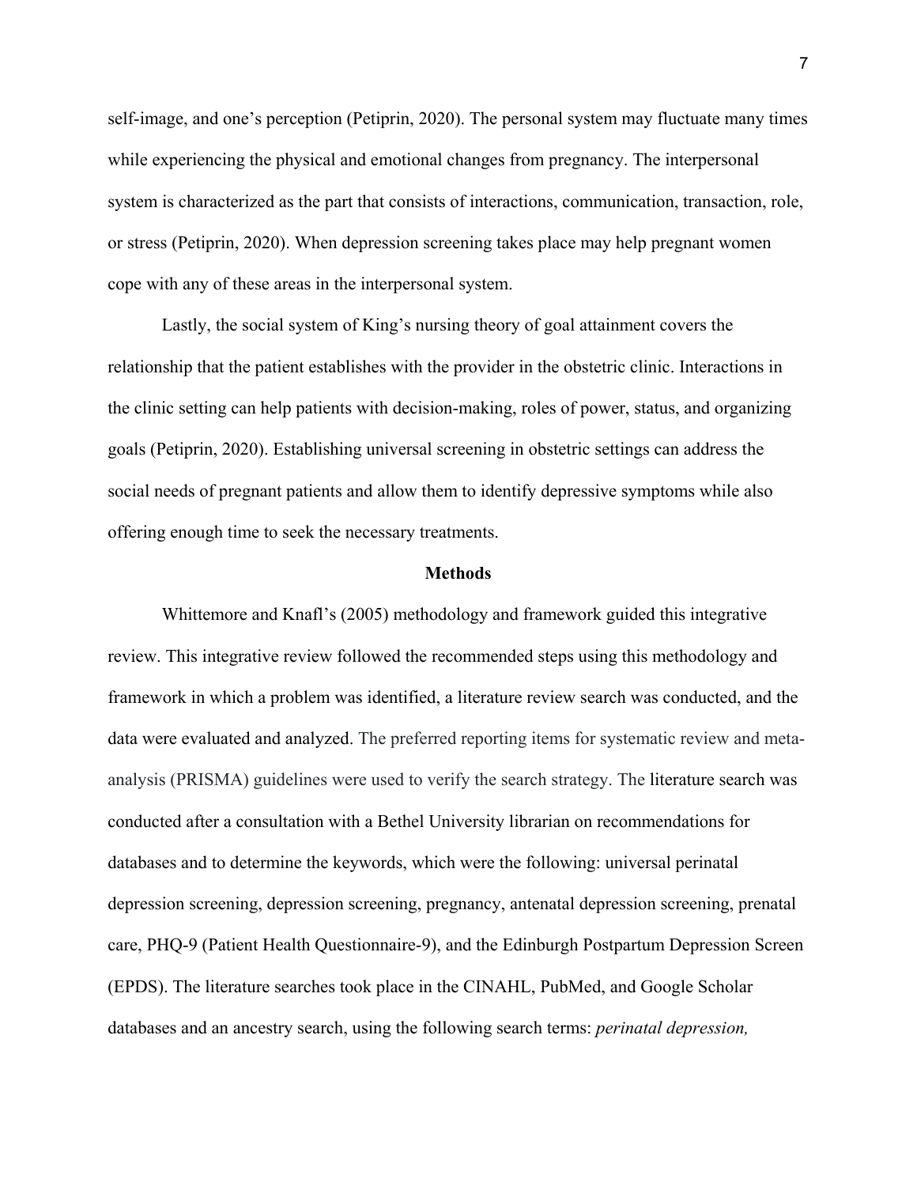self-image, and one's perception (Petiprin, 2020). The personal system may fluctuate many times while experiencing the physical and emotional changes from pregnancy. The interpersonal system is characterized as the part that consists of interactions, communication, transaction, role, or stress (Petiprin, 2020). When depression screening takes place may help pregnant women cope with any of these areas in the interpersonal system.

Lastly, the social system of King's nursing theory of goal attainment covers the relationship that the patient establishes with the provider in the obstetric clinic. Interactions in the clinic setting can help patients with decision-making, roles of power, status, and organizing goals (Petiprin, 2020). Establishing universal screening in obstetric settings can address the social needs of pregnant patients and allow them to identify depressive symptoms while also offering enough time to seek the necessary treatments.

## Methods

Whittemore and Knafl's (2005) methodology and framework guided this integrative review. This integrative review followed the recommended steps using this methodology and framework in which a problem was identified, a literature review search was conducted, and the data were evaluated and analyzed. The preferred reporting items for systematic review and meta-analysis (PRISMA) guidelines were used to verify the search strategy. The literature search was conducted after a consultation with a Bethel University librarian on recommendations for databases and to determine the keywords, which were the following: universal perinatal depression screening, depression screening, pregnancy, antenatal depression screening, prenatal care, PHQ-9 (Patient Health Questionnaire-9), and the Edinburgh Postpartum Depression Screen (EPDS). The literature searches took place in the CINAHL, PubMed, and Google Scholar databases and an ancestry search, using the following search terms: *perinatal depression,*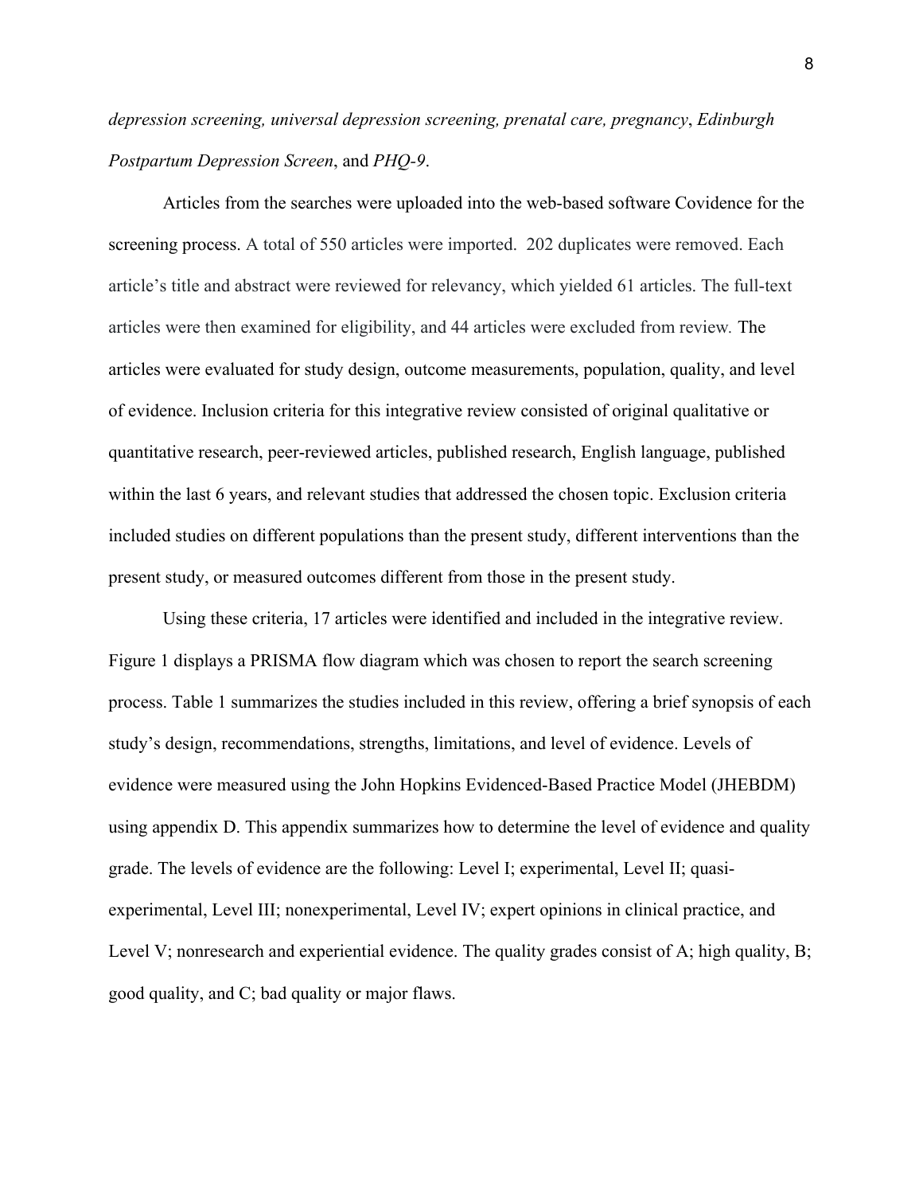*depression screening, universal depression screening, prenatal care, pregnancy*, *Edinburgh Postpartum Depression Screen*, and *PHQ-9*.

Articles from the searches were uploaded into the web-based software Covidence for the screening process. A total of 550 articles were imported. 202 duplicates were removed. Each article's title and abstract were reviewed for relevancy, which yielded 61 articles. The full-text articles were then examined for eligibility, and 44 articles were excluded from review. The articles were evaluated for study design, outcome measurements, population, quality, and level of evidence. Inclusion criteria for this integrative review consisted of original qualitative or quantitative research, peer-reviewed articles, published research, English language, published within the last 6 years, and relevant studies that addressed the chosen topic. Exclusion criteria included studies on different populations than the present study, different interventions than the present study, or measured outcomes different from those in the present study.

Using these criteria, 17 articles were identified and included in the integrative review. Figure 1 displays a PRISMA flow diagram which was chosen to report the search screening process. Table 1 summarizes the studies included in this review, offering a brief synopsis of each study's design, recommendations, strengths, limitations, and level of evidence. Levels of evidence were measured using the John Hopkins Evidenced-Based Practice Model (JHEBDM) using appendix D. This appendix summarizes how to determine the level of evidence and quality grade. The levels of evidence are the following: Level I; experimental, Level II; quasi-experimental, Level III; nonexperimental, Level IV; expert opinions in clinical practice, and Level V; nonresearch and experiential evidence. The quality grades consist of A; high quality, B; good quality, and C; bad quality or major flaws.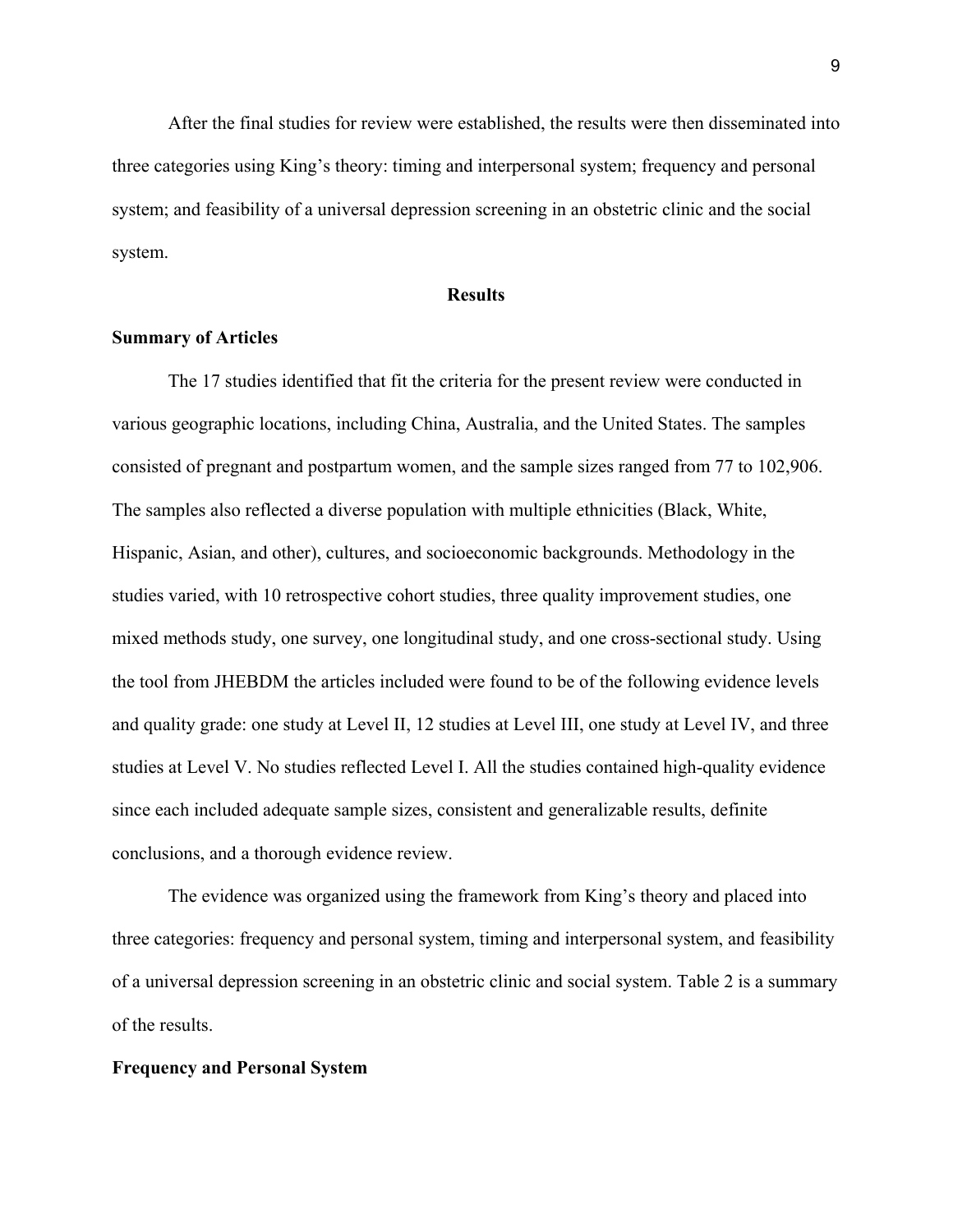After the final studies for review were established, the results were then disseminated into three categories using King's theory: timing and interpersonal system; frequency and personal system; and feasibility of a universal depression screening in an obstetric clinic and the social system.

## Results

### Summary of Articles

The 17 studies identified that fit the criteria for the present review were conducted in various geographic locations, including China, Australia, and the United States. The samples consisted of pregnant and postpartum women, and the sample sizes ranged from 77 to 102,906. The samples also reflected a diverse population with multiple ethnicities (Black, White, Hispanic, Asian, and other), cultures, and socioeconomic backgrounds. Methodology in the studies varied, with 10 retrospective cohort studies, three quality improvement studies, one mixed methods study, one survey, one longitudinal study, and one cross-sectional study. Using the tool from JHEBDM the articles included were found to be of the following evidence levels and quality grade: one study at Level II, 12 studies at Level III, one study at Level IV, and three studies at Level V. No studies reflected Level I. All the studies contained high-quality evidence since each included adequate sample sizes, consistent and generalizable results, definite conclusions, and a thorough evidence review.

The evidence was organized using the framework from King's theory and placed into three categories: frequency and personal system, timing and interpersonal system, and feasibility of a universal depression screening in an obstetric clinic and social system. Table 2 is a summary of the results.

### Frequency and Personal System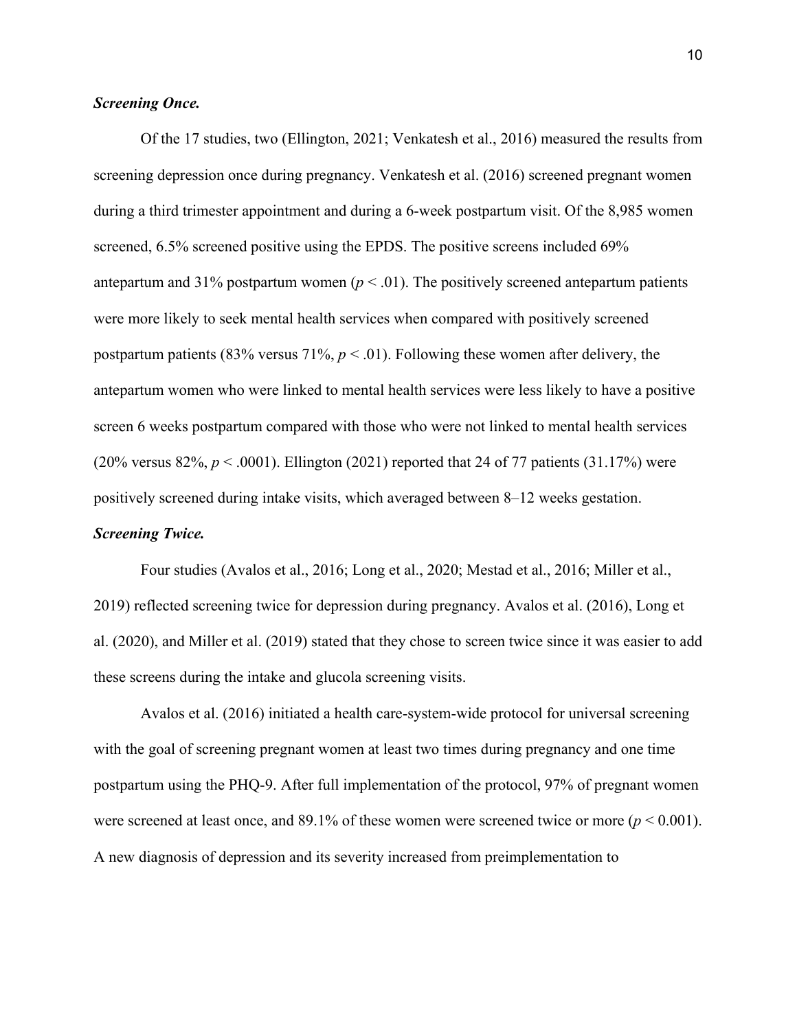***Screening Once.***

Of the 17 studies, two (Ellington, 2021; Venkatesh et al., 2016) measured the results from screening depression once during pregnancy. Venkatesh et al. (2016) screened pregnant women during a third trimester appointment and during a 6-week postpartum visit. Of the 8,985 women screened, 6.5% screened positive using the EPDS. The positive screens included 69% antepartum and 31% postpartum women ($p < .01$). The positively screened antepartum patients were more likely to seek mental health services when compared with positively screened postpartum patients (83% versus 71%, $p < .01$). Following these women after delivery, the antepartum women who were linked to mental health services were less likely to have a positive screen 6 weeks postpartum compared with those who were not linked to mental health services (20% versus 82%, $p < .0001$). Ellington (2021) reported that 24 of 77 patients (31.17%) were positively screened during intake visits, which averaged between 8–12 weeks gestation.

***Screening Twice.***

Four studies (Avalos et al., 2016; Long et al., 2020; Mestad et al., 2016; Miller et al., 2019) reflected screening twice for depression during pregnancy. Avalos et al. (2016), Long et al. (2020), and Miller et al. (2019) stated that they chose to screen twice since it was easier to add these screens during the intake and glucola screening visits.

Avalos et al. (2016) initiated a health care-system-wide protocol for universal screening with the goal of screening pregnant women at least two times during pregnancy and one time postpartum using the PHQ-9. After full implementation of the protocol, 97% of pregnant women were screened at least once, and 89.1% of these women were screened twice or more ($p < 0.001$). A new diagnosis of depression and its severity increased from preimplementation to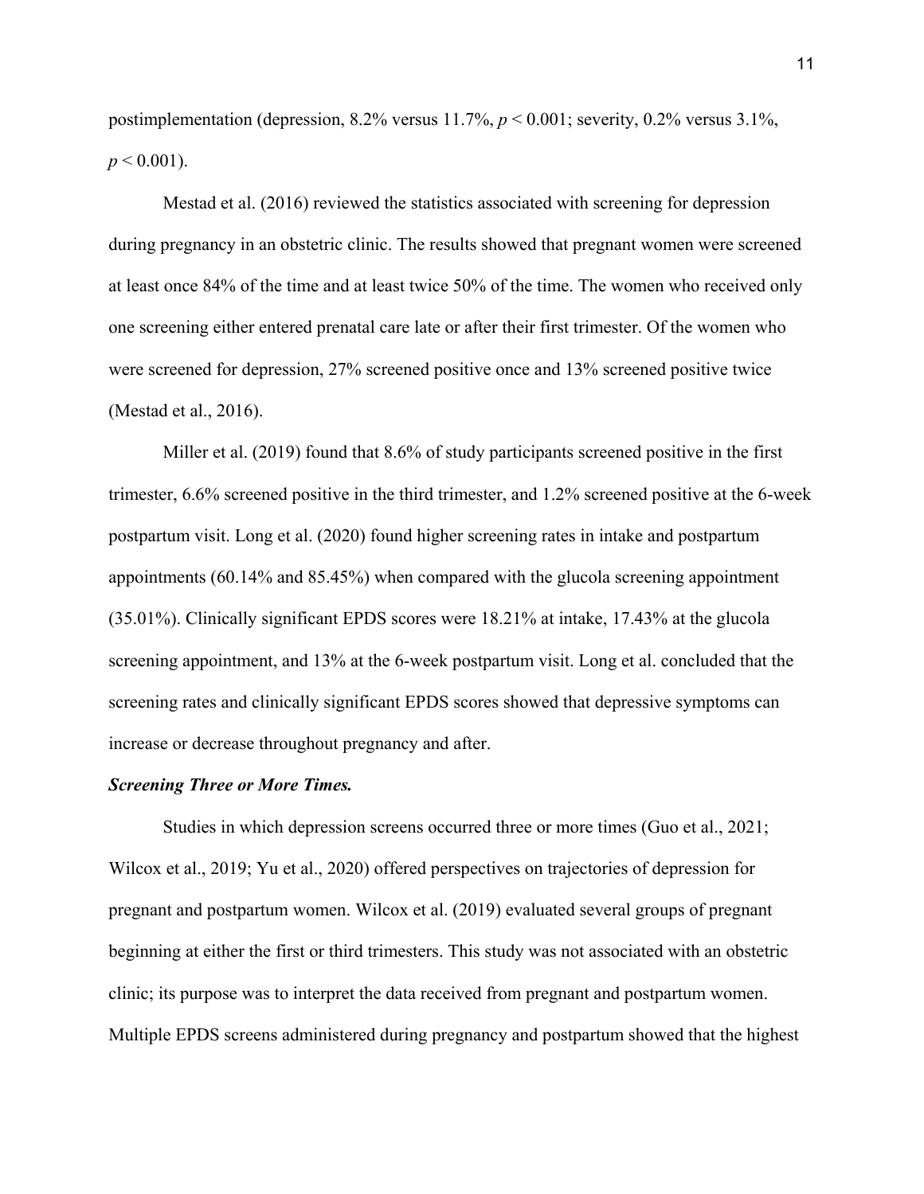postimplementation (depression, 8.2% versus 11.7%, $p < 0.001$; severity, 0.2% versus 3.1%, $p < 0.001$).

Mestad et al. (2016) reviewed the statistics associated with screening for depression during pregnancy in an obstetric clinic. The results showed that pregnant women were screened at least once 84% of the time and at least twice 50% of the time. The women who received only one screening either entered prenatal care late or after their first trimester. Of the women who were screened for depression, 27% screened positive once and 13% screened positive twice (Mestad et al., 2016).

Miller et al. (2019) found that 8.6% of study participants screened positive in the first trimester, 6.6% screened positive in the third trimester, and 1.2% screened positive at the 6-week postpartum visit. Long et al. (2020) found higher screening rates in intake and postpartum appointments (60.14% and 85.45%) when compared with the glucola screening appointment (35.01%). Clinically significant EPDS scores were 18.21% at intake, 17.43% at the glucola screening appointment, and 13% at the 6-week postpartum visit. Long et al. concluded that the screening rates and clinically significant EPDS scores showed that depressive symptoms can increase or decrease throughout pregnancy and after.

***Screening Three or More Times.***

Studies in which depression screens occurred three or more times (Guo et al., 2021; Wilcox et al., 2019; Yu et al., 2020) offered perspectives on trajectories of depression for pregnant and postpartum women. Wilcox et al. (2019) evaluated several groups of pregnant beginning at either the first or third trimesters. This study was not associated with an obstetric clinic; its purpose was to interpret the data received from pregnant and postpartum women. Multiple EPDS screens administered during pregnancy and postpartum showed that the highest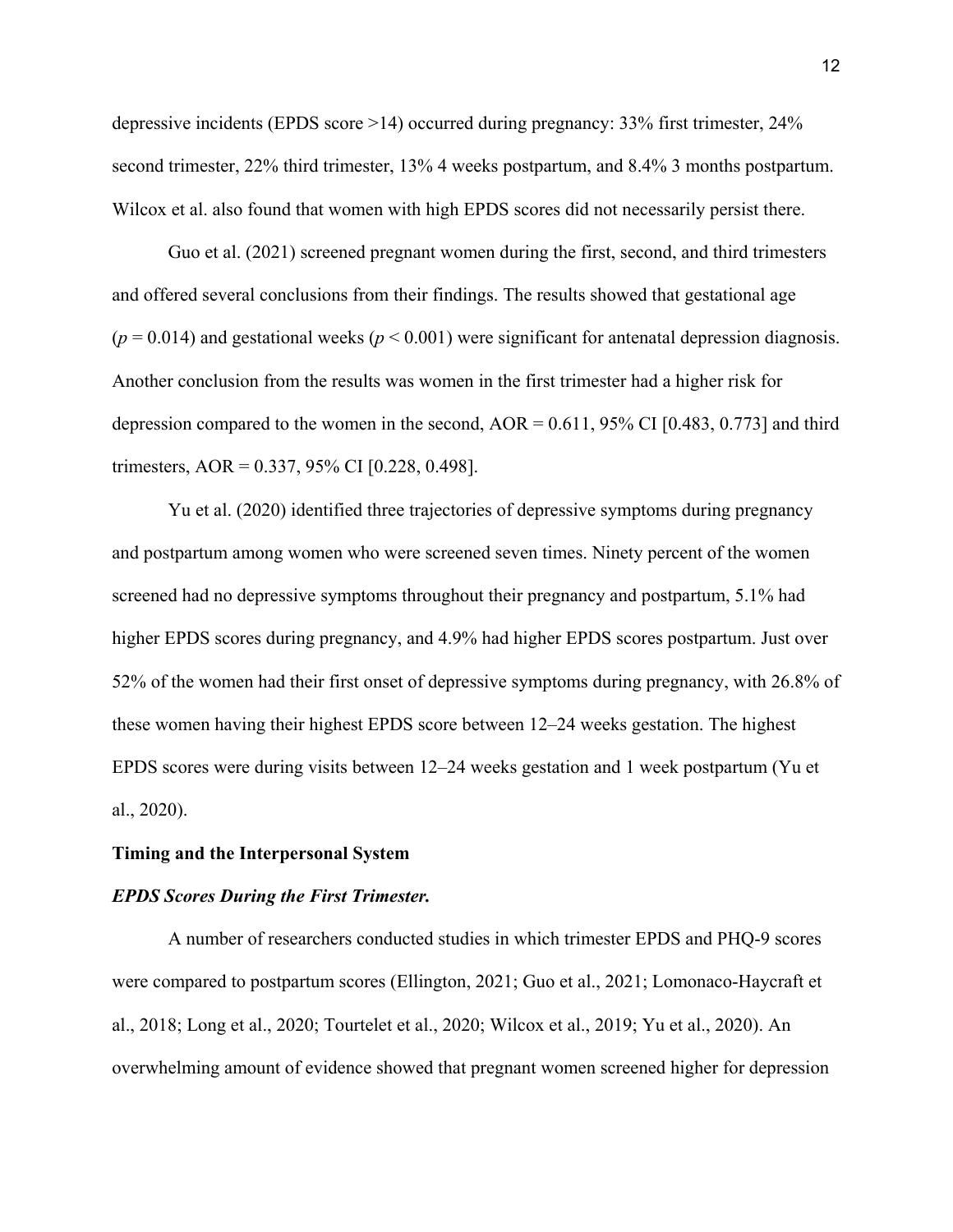depressive incidents (EPDS score >14) occurred during pregnancy: 33% first trimester, 24% second trimester, 22% third trimester, 13% 4 weeks postpartum, and 8.4% 3 months postpartum. Wilcox et al. also found that women with high EPDS scores did not necessarily persist there.

Guo et al. (2021) screened pregnant women during the first, second, and third trimesters and offered several conclusions from their findings. The results showed that gestational age ($p = 0.014$) and gestational weeks ($p < 0.001$) were significant for antenatal depression diagnosis. Another conclusion from the results was women in the first trimester had a higher risk for depression compared to the women in the second, AOR = 0.611, 95% CI [0.483, 0.773] and third trimesters, AOR = 0.337, 95% CI [0.228, 0.498].

Yu et al. (2020) identified three trajectories of depressive symptoms during pregnancy and postpartum among women who were screened seven times. Ninety percent of the women screened had no depressive symptoms throughout their pregnancy and postpartum, 5.1% had higher EPDS scores during pregnancy, and 4.9% had higher EPDS scores postpartum. Just over 52% of the women had their first onset of depressive symptoms during pregnancy, with 26.8% of these women having their highest EPDS score between 12–24 weeks gestation. The highest EPDS scores were during visits between 12–24 weeks gestation and 1 week postpartum (Yu et al., 2020).

## Timing and the Interpersonal System

### ***EPDS Scores During the First Trimester.***

A number of researchers conducted studies in which trimester EPDS and PHQ-9 scores were compared to postpartum scores (Ellington, 2021; Guo et al., 2021; Lomonaco-Haycraft et al., 2018; Long et al., 2020; Tourtelet et al., 2020; Wilcox et al., 2019; Yu et al., 2020). An overwhelming amount of evidence showed that pregnant women screened higher for depression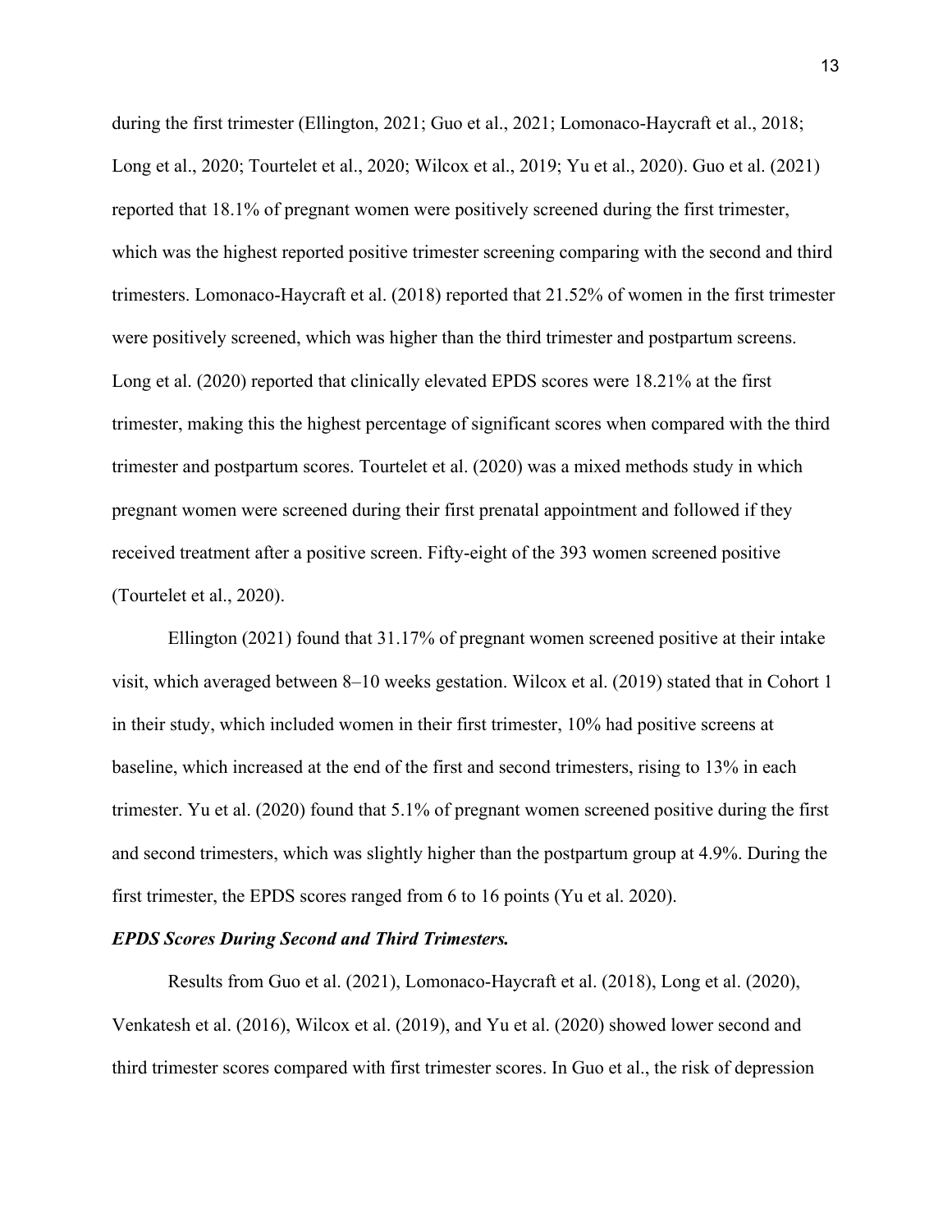during the first trimester (Ellington, 2021; Guo et al., 2021; Lomonaco-Haycraft et al., 2018; Long et al., 2020; Tourtelet et al., 2020; Wilcox et al., 2019; Yu et al., 2020). Guo et al. (2021) reported that 18.1% of pregnant women were positively screened during the first trimester, which was the highest reported positive trimester screening comparing with the second and third trimesters. Lomonaco-Haycraft et al. (2018) reported that 21.52% of women in the first trimester were positively screened, which was higher than the third trimester and postpartum screens. Long et al. (2020) reported that clinically elevated EPDS scores were 18.21% at the first trimester, making this the highest percentage of significant scores when compared with the third trimester and postpartum scores. Tourtelet et al. (2020) was a mixed methods study in which pregnant women were screened during their first prenatal appointment and followed if they received treatment after a positive screen. Fifty-eight of the 393 women screened positive (Tourtelet et al., 2020).

Ellington (2021) found that 31.17% of pregnant women screened positive at their intake visit, which averaged between 8–10 weeks gestation. Wilcox et al. (2019) stated that in Cohort 1 in their study, which included women in their first trimester, 10% had positive screens at baseline, which increased at the end of the first and second trimesters, rising to 13% in each trimester. Yu et al. (2020) found that 5.1% of pregnant women screened positive during the first and second trimesters, which was slightly higher than the postpartum group at 4.9%. During the first trimester, the EPDS scores ranged from 6 to 16 points (Yu et al. 2020).

***EPDS Scores During Second and Third Trimesters.***

Results from Guo et al. (2021), Lomonaco-Haycraft et al. (2018), Long et al. (2020), Venkatesh et al. (2016), Wilcox et al. (2019), and Yu et al. (2020) showed lower second and third trimester scores compared with first trimester scores. In Guo et al., the risk of depression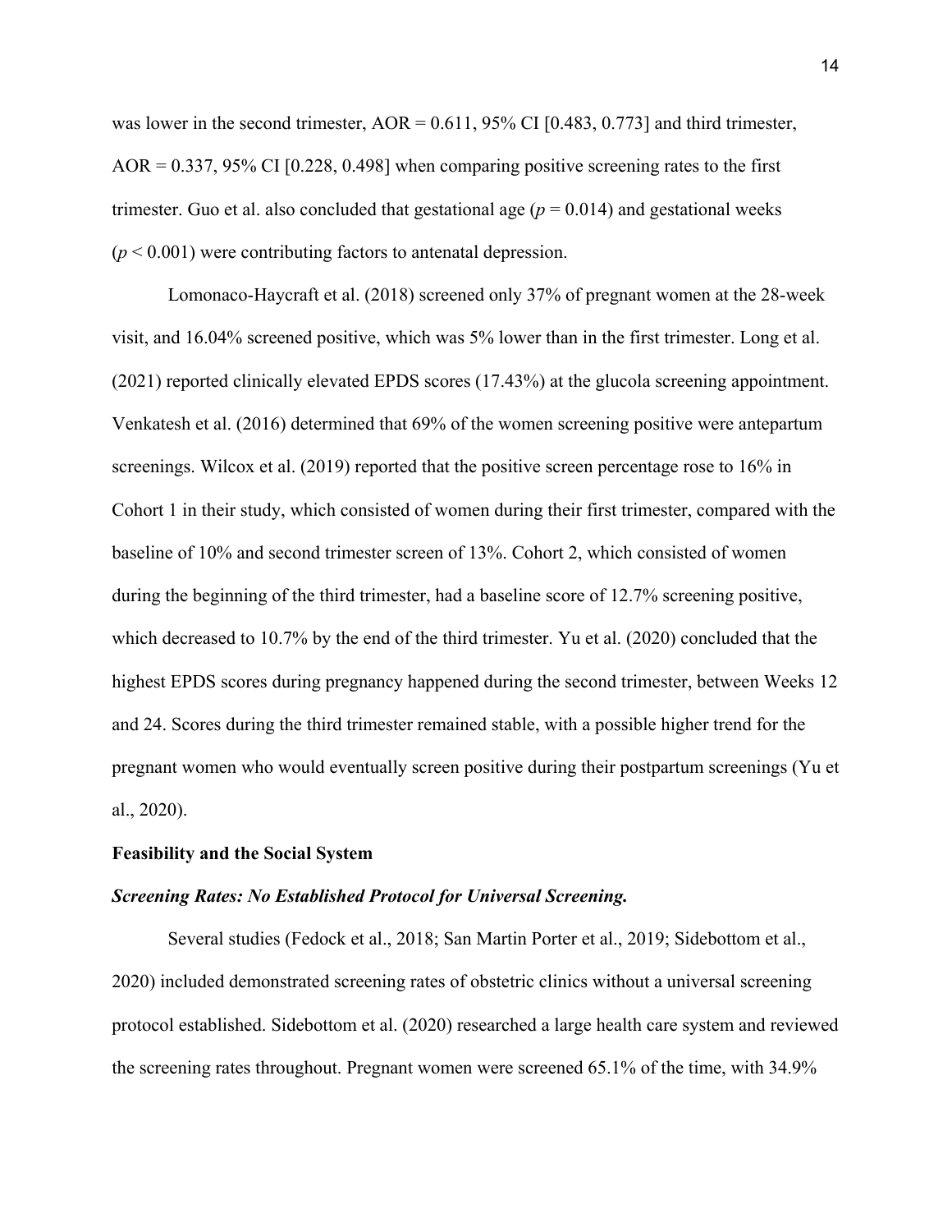was lower in the second trimester, AOR = 0.611, 95% CI [0.483, 0.773] and third trimester, AOR = 0.337, 95% CI [0.228, 0.498] when comparing positive screening rates to the first trimester. Guo et al. also concluded that gestational age ($p = 0.014$) and gestational weeks ($p < 0.001$) were contributing factors to antenatal depression.

Lomonaco-Haycraft et al. (2018) screened only 37% of pregnant women at the 28-week visit, and 16.04% screened positive, which was 5% lower than in the first trimester. Long et al. (2021) reported clinically elevated EPDS scores (17.43%) at the glucola screening appointment. Venkatesh et al. (2016) determined that 69% of the women screening positive were antepartum screenings. Wilcox et al. (2019) reported that the positive screen percentage rose to 16% in Cohort 1 in their study, which consisted of women during their first trimester, compared with the baseline of 10% and second trimester screen of 13%. Cohort 2, which consisted of women during the beginning of the third trimester, had a baseline score of 12.7% screening positive, which decreased to 10.7% by the end of the third trimester. Yu et al. (2020) concluded that the highest EPDS scores during pregnancy happened during the second trimester, between Weeks 12 and 24. Scores during the third trimester remained stable, with a possible higher trend for the pregnant women who would eventually screen positive during their postpartum screenings (Yu et al., 2020).

### Feasibility and the Social System

#### *Screening Rates: No Established Protocol for Universal Screening.*

Several studies (Fedock et al., 2018; San Martin Porter et al., 2019; Sidebottom et al., 2020) included demonstrated screening rates of obstetric clinics without a universal screening protocol established. Sidebottom et al. (2020) researched a large health care system and reviewed the screening rates throughout. Pregnant women were screened 65.1% of the time, with 34.9%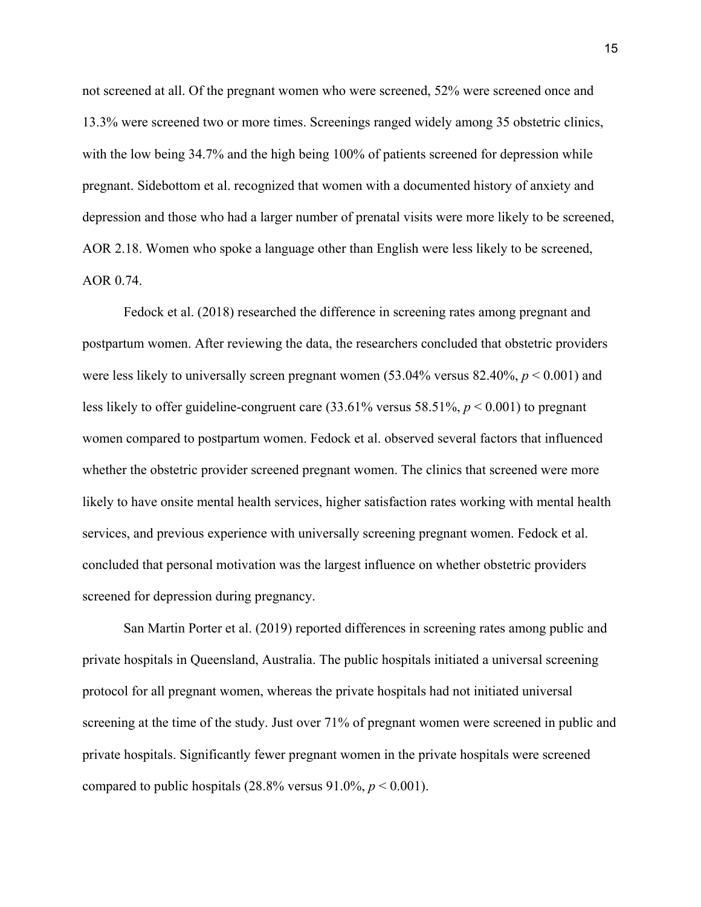not screened at all. Of the pregnant women who were screened, 52% were screened once and 13.3% were screened two or more times. Screenings ranged widely among 35 obstetric clinics, with the low being 34.7% and the high being 100% of patients screened for depression while pregnant. Sidebottom et al. recognized that women with a documented history of anxiety and depression and those who had a larger number of prenatal visits were more likely to be screened, AOR 2.18. Women who spoke a language other than English were less likely to be screened, AOR 0.74.

Fedock et al. (2018) researched the difference in screening rates among pregnant and postpartum women. After reviewing the data, the researchers concluded that obstetric providers were less likely to universally screen pregnant women (53.04% versus 82.40%, $p < 0.001$) and less likely to offer guideline-congruent care (33.61% versus 58.51%, $p < 0.001$) to pregnant women compared to postpartum women. Fedock et al. observed several factors that influenced whether the obstetric provider screened pregnant women. The clinics that screened were more likely to have onsite mental health services, higher satisfaction rates working with mental health services, and previous experience with universally screening pregnant women. Fedock et al. concluded that personal motivation was the largest influence on whether obstetric providers screened for depression during pregnancy.

San Martin Porter et al. (2019) reported differences in screening rates among public and private hospitals in Queensland, Australia. The public hospitals initiated a universal screening protocol for all pregnant women, whereas the private hospitals had not initiated universal screening at the time of the study. Just over 71% of pregnant women were screened in public and private hospitals. Significantly fewer pregnant women in the private hospitals were screened compared to public hospitals (28.8% versus 91.0%, $p < 0.001$).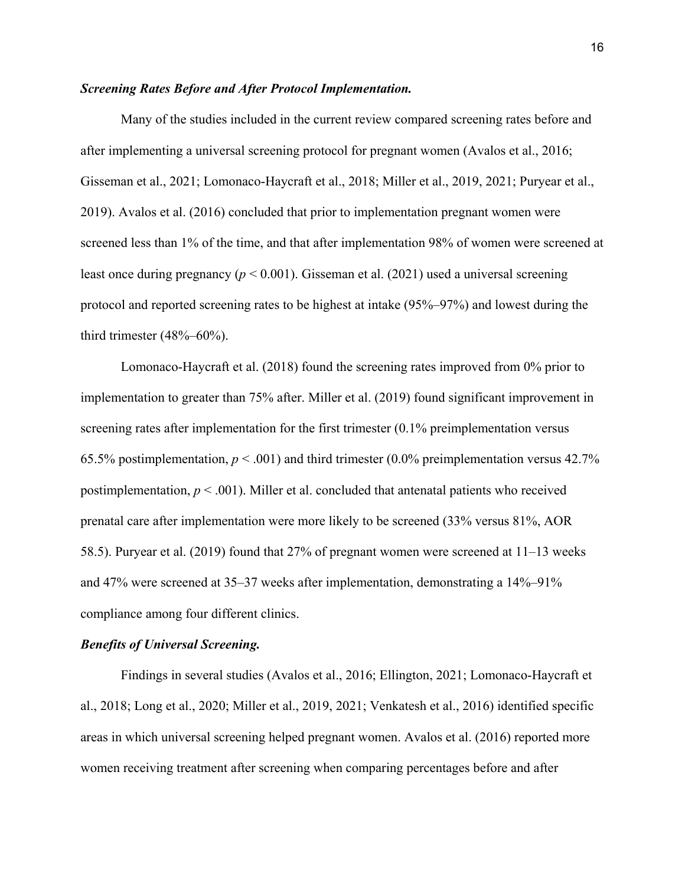### ***Screening Rates Before and After Protocol Implementation.***

Many of the studies included in the current review compared screening rates before and after implementing a universal screening protocol for pregnant women (Avalos et al., 2016; Gisseman et al., 2021; Lomonaco-Haycraft et al., 2018; Miller et al., 2019, 2021; Puryear et al., 2019). Avalos et al. (2016) concluded that prior to implementation pregnant women were screened less than 1% of the time, and that after implementation 98% of women were screened at least once during pregnancy ($p < 0.001$). Gisseman et al. (2021) used a universal screening protocol and reported screening rates to be highest at intake (95%–97%) and lowest during the third trimester (48%–60%).

Lomonaco-Haycraft et al. (2018) found the screening rates improved from 0% prior to implementation to greater than 75% after. Miller et al. (2019) found significant improvement in screening rates after implementation for the first trimester (0.1% preimplementation versus 65.5% postimplementation, $p < .001$) and third trimester (0.0% preimplementation versus 42.7% postimplementation, $p < .001$). Miller et al. concluded that antenatal patients who received prenatal care after implementation were more likely to be screened (33% versus 81%, AOR 58.5). Puryear et al. (2019) found that 27% of pregnant women were screened at 11–13 weeks and 47% were screened at 35–37 weeks after implementation, demonstrating a 14%–91% compliance among four different clinics.

### ***Benefits of Universal Screening.***

Findings in several studies (Avalos et al., 2016; Ellington, 2021; Lomonaco-Haycraft et al., 2018; Long et al., 2020; Miller et al., 2019, 2021; Venkatesh et al., 2016) identified specific areas in which universal screening helped pregnant women. Avalos et al. (2016) reported more women receiving treatment after screening when comparing percentages before and after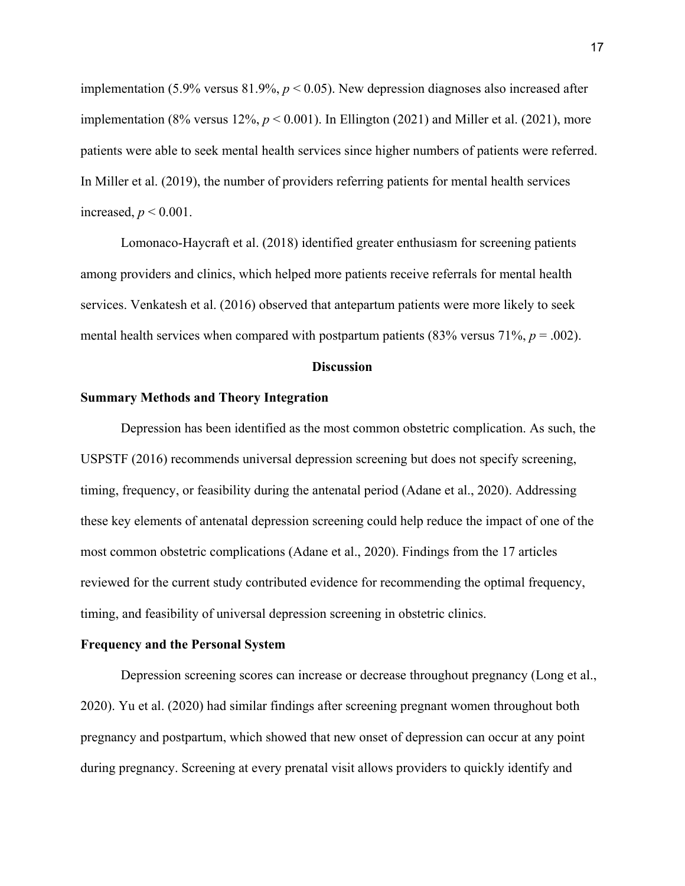implementation (5.9% versus 81.9%, $p < 0.05$). New depression diagnoses also increased after implementation (8% versus 12%, $p < 0.001$). In Ellington (2021) and Miller et al. (2021), more patients were able to seek mental health services since higher numbers of patients were referred. In Miller et al. (2019), the number of providers referring patients for mental health services increased, $p < 0.001$.

Lomonaco-Haycraft et al. (2018) identified greater enthusiasm for screening patients among providers and clinics, which helped more patients receive referrals for mental health services. Venkatesh et al. (2016) observed that antepartum patients were more likely to seek mental health services when compared with postpartum patients (83% versus 71%, $p = .002$).

## Discussion

### Summary Methods and Theory Integration

Depression has been identified as the most common obstetric complication. As such, the USPSTF (2016) recommends universal depression screening but does not specify screening, timing, frequency, or feasibility during the antenatal period (Adane et al., 2020). Addressing these key elements of antenatal depression screening could help reduce the impact of one of the most common obstetric complications (Adane et al., 2020). Findings from the 17 articles reviewed for the current study contributed evidence for recommending the optimal frequency, timing, and feasibility of universal depression screening in obstetric clinics.

### Frequency and the Personal System

Depression screening scores can increase or decrease throughout pregnancy (Long et al., 2020). Yu et al. (2020) had similar findings after screening pregnant women throughout both pregnancy and postpartum, which showed that new onset of depression can occur at any point during pregnancy. Screening at every prenatal visit allows providers to quickly identify and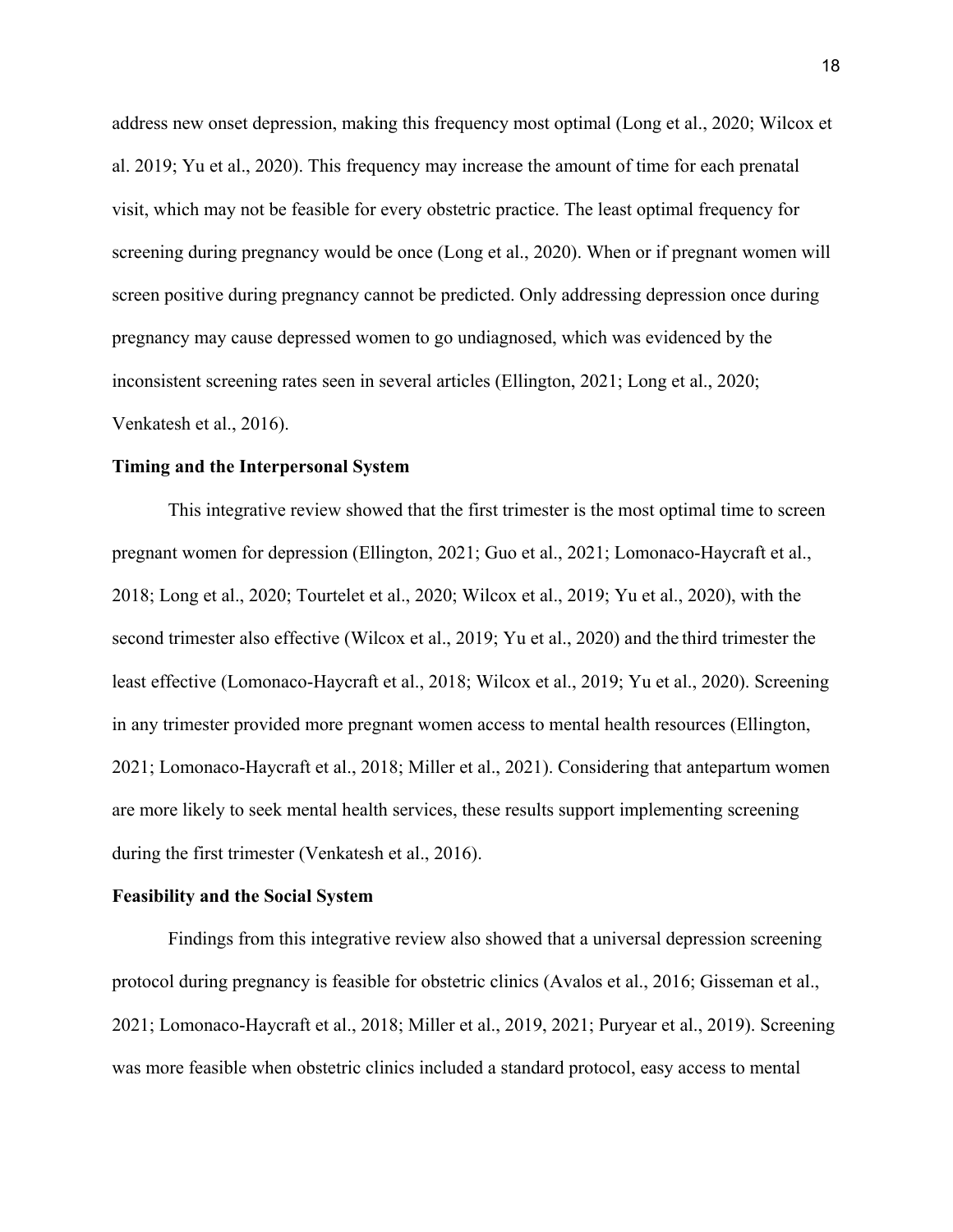address new onset depression, making this frequency most optimal (Long et al., 2020; Wilcox et al. 2019; Yu et al., 2020). This frequency may increase the amount of time for each prenatal visit, which may not be feasible for every obstetric practice. The least optimal frequency for screening during pregnancy would be once (Long et al., 2020). When or if pregnant women will screen positive during pregnancy cannot be predicted. Only addressing depression once during pregnancy may cause depressed women to go undiagnosed, which was evidenced by the inconsistent screening rates seen in several articles (Ellington, 2021; Long et al., 2020; Venkatesh et al., 2016).

**Timing and the Interpersonal System**

This integrative review showed that the first trimester is the most optimal time to screen pregnant women for depression (Ellington, 2021; Guo et al., 2021; Lomonaco-Haycraft et al., 2018; Long et al., 2020; Tourtelet et al., 2020; Wilcox et al., 2019; Yu et al., 2020), with the second trimester also effective (Wilcox et al., 2019; Yu et al., 2020) and the third trimester the least effective (Lomonaco-Haycraft et al., 2018; Wilcox et al., 2019; Yu et al., 2020). Screening in any trimester provided more pregnant women access to mental health resources (Ellington, 2021; Lomonaco-Haycraft et al., 2018; Miller et al., 2021). Considering that antepartum women are more likely to seek mental health services, these results support implementing screening during the first trimester (Venkatesh et al., 2016).

**Feasibility and the Social System**

Findings from this integrative review also showed that a universal depression screening protocol during pregnancy is feasible for obstetric clinics (Avalos et al., 2016; Gisseman et al., 2021; Lomonaco-Haycraft et al., 2018; Miller et al., 2019, 2021; Puryear et al., 2019). Screening was more feasible when obstetric clinics included a standard protocol, easy access to mental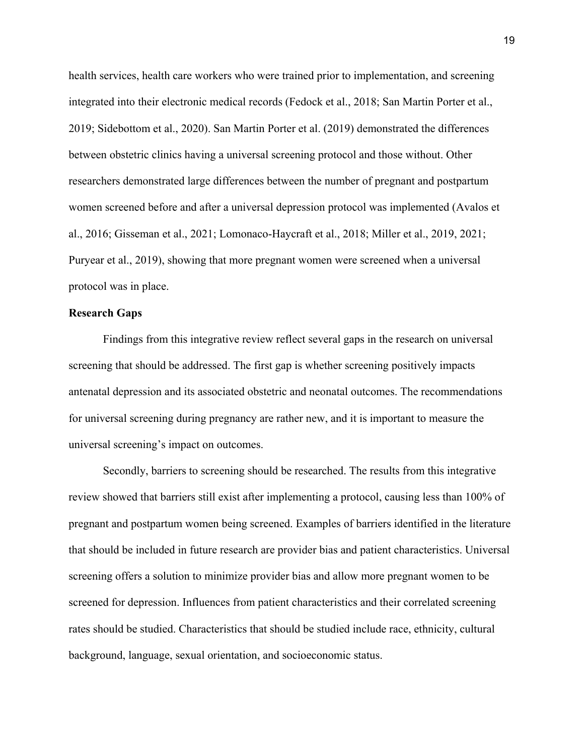health services, health care workers who were trained prior to implementation, and screening integrated into their electronic medical records (Fedock et al., 2018; San Martin Porter et al., 2019; Sidebottom et al., 2020). San Martin Porter et al. (2019) demonstrated the differences between obstetric clinics having a universal screening protocol and those without. Other researchers demonstrated large differences between the number of pregnant and postpartum women screened before and after a universal depression protocol was implemented (Avalos et al., 2016; Gisseman et al., 2021; Lomonaco-Haycraft et al., 2018; Miller et al., 2019, 2021; Puryear et al., 2019), showing that more pregnant women were screened when a universal protocol was in place.

**Research Gaps**

Findings from this integrative review reflect several gaps in the research on universal screening that should be addressed. The first gap is whether screening positively impacts antenatal depression and its associated obstetric and neonatal outcomes. The recommendations for universal screening during pregnancy are rather new, and it is important to measure the universal screening's impact on outcomes.

Secondly, barriers to screening should be researched. The results from this integrative review showed that barriers still exist after implementing a protocol, causing less than 100% of pregnant and postpartum women being screened. Examples of barriers identified in the literature that should be included in future research are provider bias and patient characteristics. Universal screening offers a solution to minimize provider bias and allow more pregnant women to be screened for depression. Influences from patient characteristics and their correlated screening rates should be studied. Characteristics that should be studied include race, ethnicity, cultural background, language, sexual orientation, and socioeconomic status.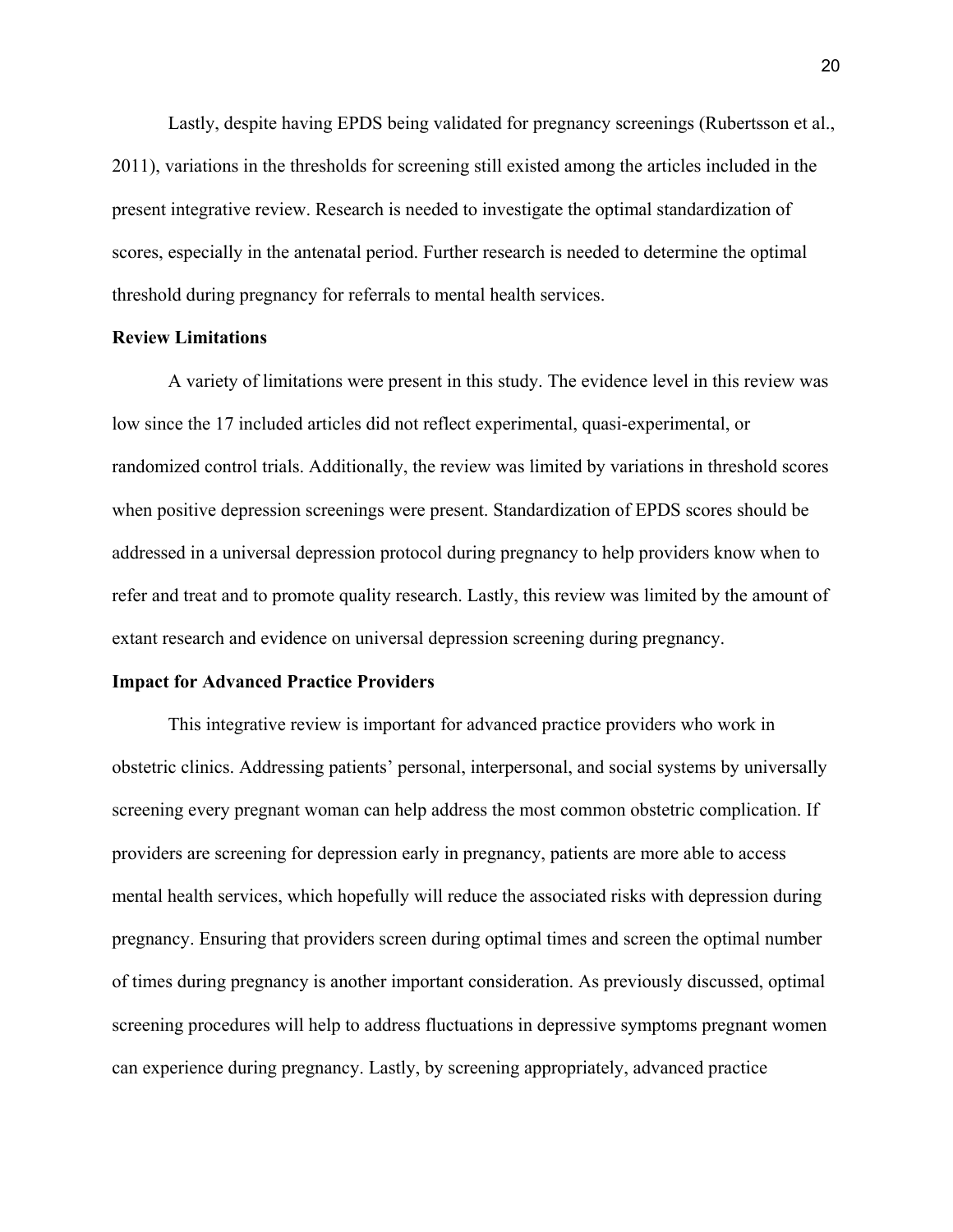Lastly, despite having EPDS being validated for pregnancy screenings (Rubertsson et al., 2011), variations in the thresholds for screening still existed among the articles included in the present integrative review. Research is needed to investigate the optimal standardization of scores, especially in the antenatal period. Further research is needed to determine the optimal threshold during pregnancy for referrals to mental health services.

**Review Limitations**

A variety of limitations were present in this study. The evidence level in this review was low since the 17 included articles did not reflect experimental, quasi-experimental, or randomized control trials. Additionally, the review was limited by variations in threshold scores when positive depression screenings were present. Standardization of EPDS scores should be addressed in a universal depression protocol during pregnancy to help providers know when to refer and treat and to promote quality research. Lastly, this review was limited by the amount of extant research and evidence on universal depression screening during pregnancy.

**Impact for Advanced Practice Providers**

This integrative review is important for advanced practice providers who work in obstetric clinics. Addressing patients' personal, interpersonal, and social systems by universally screening every pregnant woman can help address the most common obstetric complication. If providers are screening for depression early in pregnancy, patients are more able to access mental health services, which hopefully will reduce the associated risks with depression during pregnancy. Ensuring that providers screen during optimal times and screen the optimal number of times during pregnancy is another important consideration. As previously discussed, optimal screening procedures will help to address fluctuations in depressive symptoms pregnant women can experience during pregnancy. Lastly, by screening appropriately, advanced practice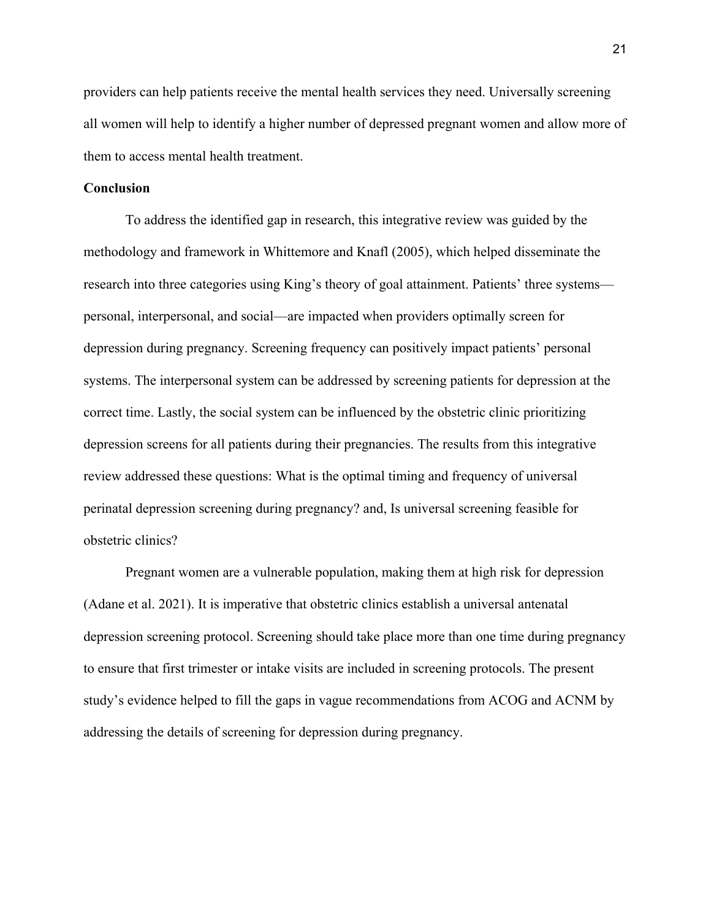providers can help patients receive the mental health services they need. Universally screening all women will help to identify a higher number of depressed pregnant women and allow more of them to access mental health treatment.

## Conclusion

To address the identified gap in research, this integrative review was guided by the methodology and framework in Whittemore and Knafl (2005), which helped disseminate the research into three categories using King's theory of goal attainment. Patients' three systems—personal, interpersonal, and social—are impacted when providers optimally screen for depression during pregnancy. Screening frequency can positively impact patients' personal systems. The interpersonal system can be addressed by screening patients for depression at the correct time. Lastly, the social system can be influenced by the obstetric clinic prioritizing depression screens for all patients during their pregnancies. The results from this integrative review addressed these questions: What is the optimal timing and frequency of universal perinatal depression screening during pregnancy? and, Is universal screening feasible for obstetric clinics?

Pregnant women are a vulnerable population, making them at high risk for depression (Adane et al. 2021). It is imperative that obstetric clinics establish a universal antenatal depression screening protocol. Screening should take place more than one time during pregnancy to ensure that first trimester or intake visits are included in screening protocols. The present study's evidence helped to fill the gaps in vague recommendations from ACOG and ACNM by addressing the details of screening for depression during pregnancy.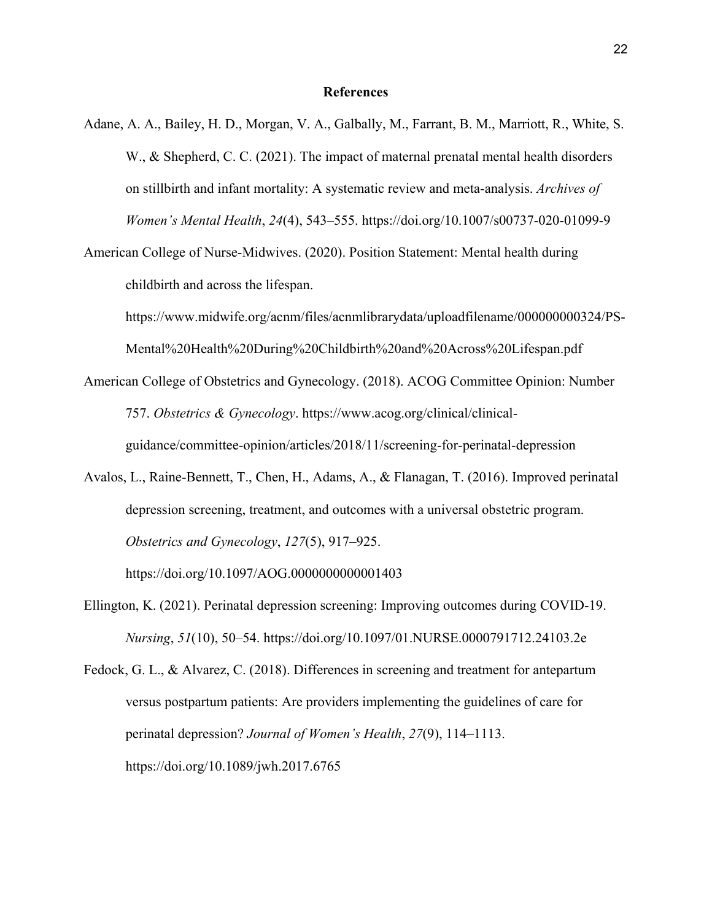## References

Adane, A. A., Bailey, H. D., Morgan, V. A., Galbally, M., Farrant, B. M., Marriott, R., White, S. W., & Shepherd, C. C. (2021). The impact of maternal prenatal mental health disorders on stillbirth and infant mortality: A systematic review and meta-analysis. *Archives of Women's Mental Health*, *24*(4), 543–555. https://doi.org/10.1007/s00737-020-01099-9

American College of Nurse-Midwives. (2020). Position Statement: Mental health during childbirth and across the lifespan. https://www.midwife.org/acnm/files/acnmlibrarydata/uploadfilename/000000000324/PS-Mental%20Health%20During%20Childbirth%20and%20Across%20Lifespan.pdf

American College of Obstetrics and Gynecology. (2018). ACOG Committee Opinion: Number 757. *Obstetrics & Gynecology*. https://www.acog.org/clinical/clinical-guidance/committee-opinion/articles/2018/11/screening-for-perinatal-depression

Avalos, L., Raine-Bennett, T., Chen, H., Adams, A., & Flanagan, T. (2016). Improved perinatal depression screening, treatment, and outcomes with a universal obstetric program. *Obstetrics and Gynecology*, *127*(5), 917–925. https://doi.org/10.1097/AOG.0000000000001403

Ellington, K. (2021). Perinatal depression screening: Improving outcomes during COVID-19. *Nursing*, *51*(10), 50–54. https://doi.org/10.1097/01.NURSE.0000791712.24103.2e

Fedock, G. L., & Alvarez, C. (2018). Differences in screening and treatment for antepartum versus postpartum patients: Are providers implementing the guidelines of care for perinatal depression? *Journal of Women's Health*, *27*(9), 114–1113. https://doi.org/10.1089/jwh.2017.6765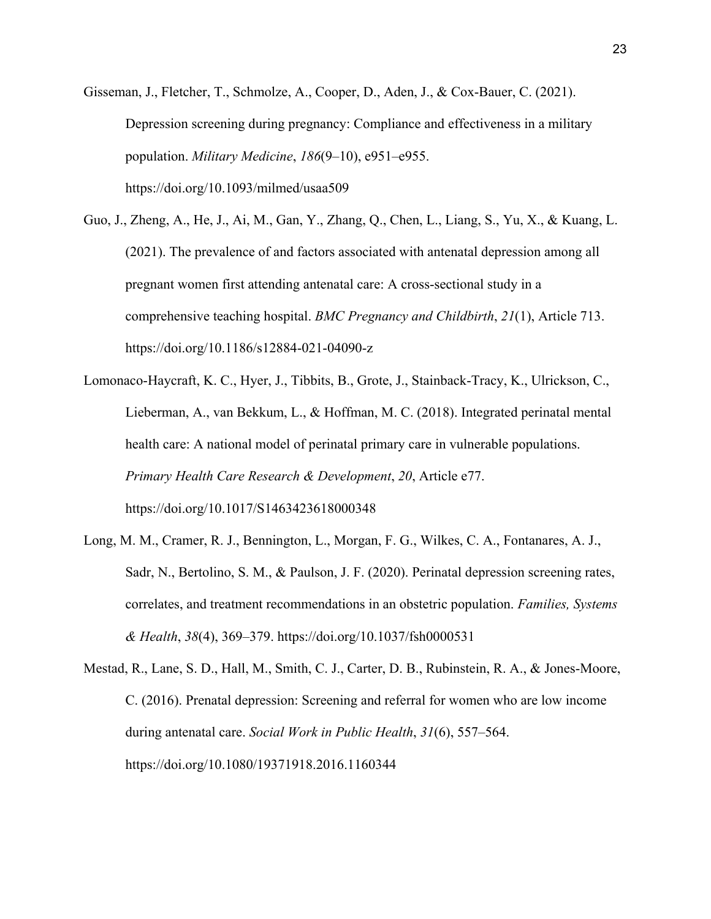Gisseman, J., Fletcher, T., Schmolze, A., Cooper, D., Aden, J., & Cox-Bauer, C. (2021). Depression screening during pregnancy: Compliance and effectiveness in a military population. *Military Medicine*, *186*(9–10), e951–e955. https://doi.org/10.1093/milmed/usaa509

Guo, J., Zheng, A., He, J., Ai, M., Gan, Y., Zhang, Q., Chen, L., Liang, S., Yu, X., & Kuang, L. (2021). The prevalence of and factors associated with antenatal depression among all pregnant women first attending antenatal care: A cross-sectional study in a comprehensive teaching hospital. *BMC Pregnancy and Childbirth*, *21*(1), Article 713. https://doi.org/10.1186/s12884-021-04090-z

Lomonaco-Haycraft, K. C., Hyer, J., Tibbits, B., Grote, J., Stainback-Tracy, K., Ulrickson, C., Lieberman, A., van Bekkum, L., & Hoffman, M. C. (2018). Integrated perinatal mental health care: A national model of perinatal primary care in vulnerable populations. *Primary Health Care Research & Development*, *20*, Article e77. https://doi.org/10.1017/S1463423618000348

Long, M. M., Cramer, R. J., Bennington, L., Morgan, F. G., Wilkes, C. A., Fontanares, A. J., Sadr, N., Bertolino, S. M., & Paulson, J. F. (2020). Perinatal depression screening rates, correlates, and treatment recommendations in an obstetric population. *Families, Systems & Health*, *38*(4), 369–379. https://doi.org/10.1037/fsh0000531

Mestad, R., Lane, S. D., Hall, M., Smith, C. J., Carter, D. B., Rubinstein, R. A., & Jones-Moore, C. (2016). Prenatal depression: Screening and referral for women who are low income during antenatal care. *Social Work in Public Health*, *31*(6), 557–564. https://doi.org/10.1080/19371918.2016.1160344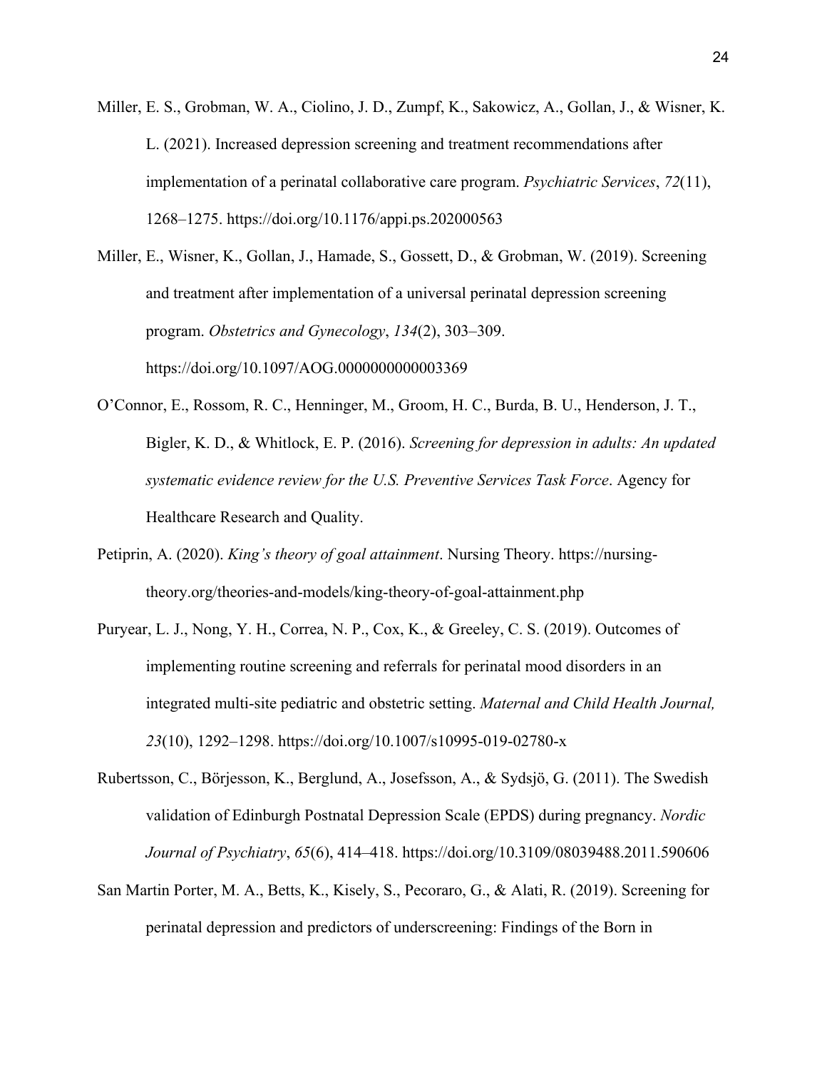Miller, E. S., Grobman, W. A., Ciolino, J. D., Zumpf, K., Sakowicz, A., Gollan, J., & Wisner, K. L. (2021). Increased depression screening and treatment recommendations after implementation of a perinatal collaborative care program. *Psychiatric Services*, *72*(11), 1268–1275. https://doi.org/10.1176/appi.ps.202000563

Miller, E., Wisner, K., Gollan, J., Hamade, S., Gossett, D., & Grobman, W. (2019). Screening and treatment after implementation of a universal perinatal depression screening program. *Obstetrics and Gynecology*, *134*(2), 303–309. https://doi.org/10.1097/AOG.0000000000003369

O'Connor, E., Rossom, R. C., Henninger, M., Groom, H. C., Burda, B. U., Henderson, J. T., Bigler, K. D., & Whitlock, E. P. (2016). *Screening for depression in adults: An updated systematic evidence review for the U.S. Preventive Services Task Force*. Agency for Healthcare Research and Quality.

Petiprin, A. (2020). *King's theory of goal attainment*. Nursing Theory. https://nursing-theory.org/theories-and-models/king-theory-of-goal-attainment.php

Puryear, L. J., Nong, Y. H., Correa, N. P., Cox, K., & Greeley, C. S. (2019). Outcomes of implementing routine screening and referrals for perinatal mood disorders in an integrated multi-site pediatric and obstetric setting. *Maternal and Child Health Journal, 23*(10), 1292–1298. https://doi.org/10.1007/s10995-019-02780-x

Rubertsson, C., Börjesson, K., Berglund, A., Josefsson, A., & Sydsjö, G. (2011). The Swedish validation of Edinburgh Postnatal Depression Scale (EPDS) during pregnancy. *Nordic Journal of Psychiatry*, *65*(6), 414–418. https://doi.org/10.3109/08039488.2011.590606

San Martin Porter, M. A., Betts, K., Kisely, S., Pecoraro, G., & Alati, R. (2019). Screening for perinatal depression and predictors of underscreening: Findings of the Born in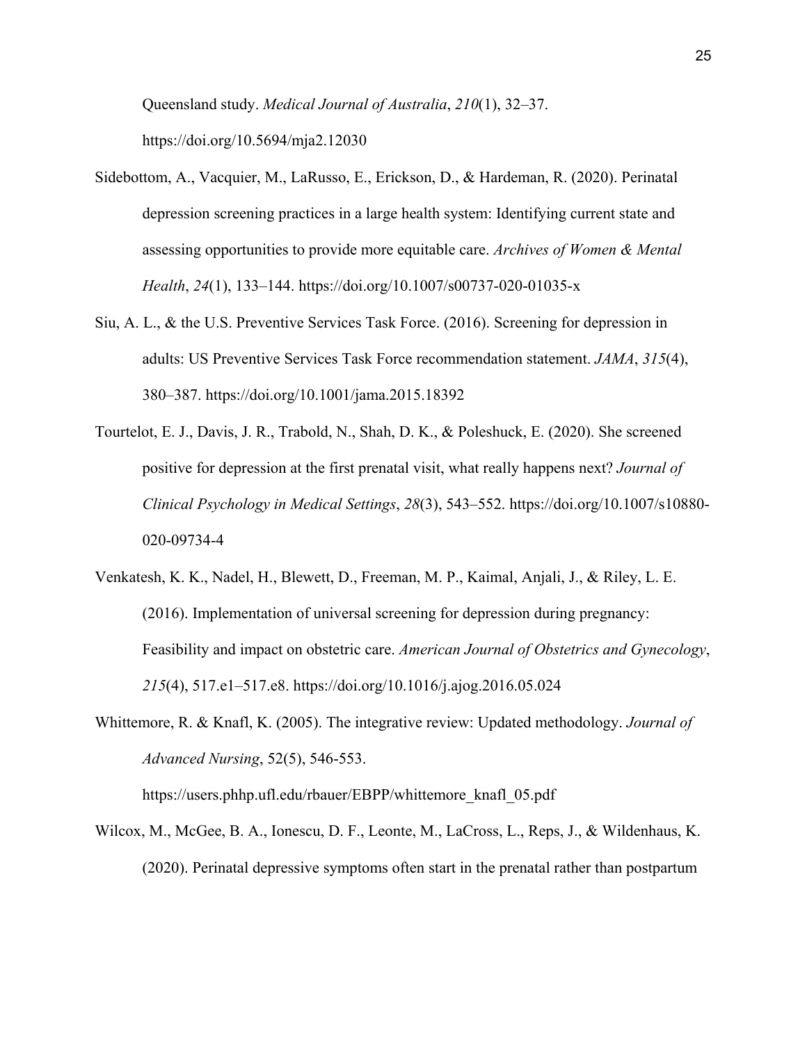Queensland study. *Medical Journal of Australia*, *210*(1), 32–37. https://doi.org/10.5694/mja2.12030

Sidebottom, A., Vacquier, M., LaRusso, E., Erickson, D., & Hardeman, R. (2020). Perinatal depression screening practices in a large health system: Identifying current state and assessing opportunities to provide more equitable care. *Archives of Women & Mental Health*, *24*(1), 133–144. https://doi.org/10.1007/s00737-020-01035-x

Siu, A. L., & the U.S. Preventive Services Task Force. (2016). Screening for depression in adults: US Preventive Services Task Force recommendation statement. *JAMA*, *315*(4), 380–387. https://doi.org/10.1001/jama.2015.18392

Tourtelot, E. J., Davis, J. R., Trabold, N., Shah, D. K., & Poleshuck, E. (2020). She screened positive for depression at the first prenatal visit, what really happens next? *Journal of Clinical Psychology in Medical Settings*, *28*(3), 543–552. https://doi.org/10.1007/s10880-020-09734-4

Venkatesh, K. K., Nadel, H., Blewett, D., Freeman, M. P., Kaimal, Anjali, J., & Riley, L. E. (2016). Implementation of universal screening for depression during pregnancy: Feasibility and impact on obstetric care. *American Journal of Obstetrics and Gynecology*, *215*(4), 517.e1–517.e8. https://doi.org/10.1016/j.ajog.2016.05.024

Whittemore, R. & Knafl, K. (2005). The integrative review: Updated methodology. *Journal of Advanced Nursing*, 52(5), 546-553. https://users.phhp.ufl.edu/rbauer/EBPP/whittemore_knafl_05.pdf

Wilcox, M., McGee, B. A., Ionescu, D. F., Leonte, M., LaCross, L., Reps, J., & Wildenhaus, K. (2020). Perinatal depressive symptoms often start in the prenatal rather than postpartum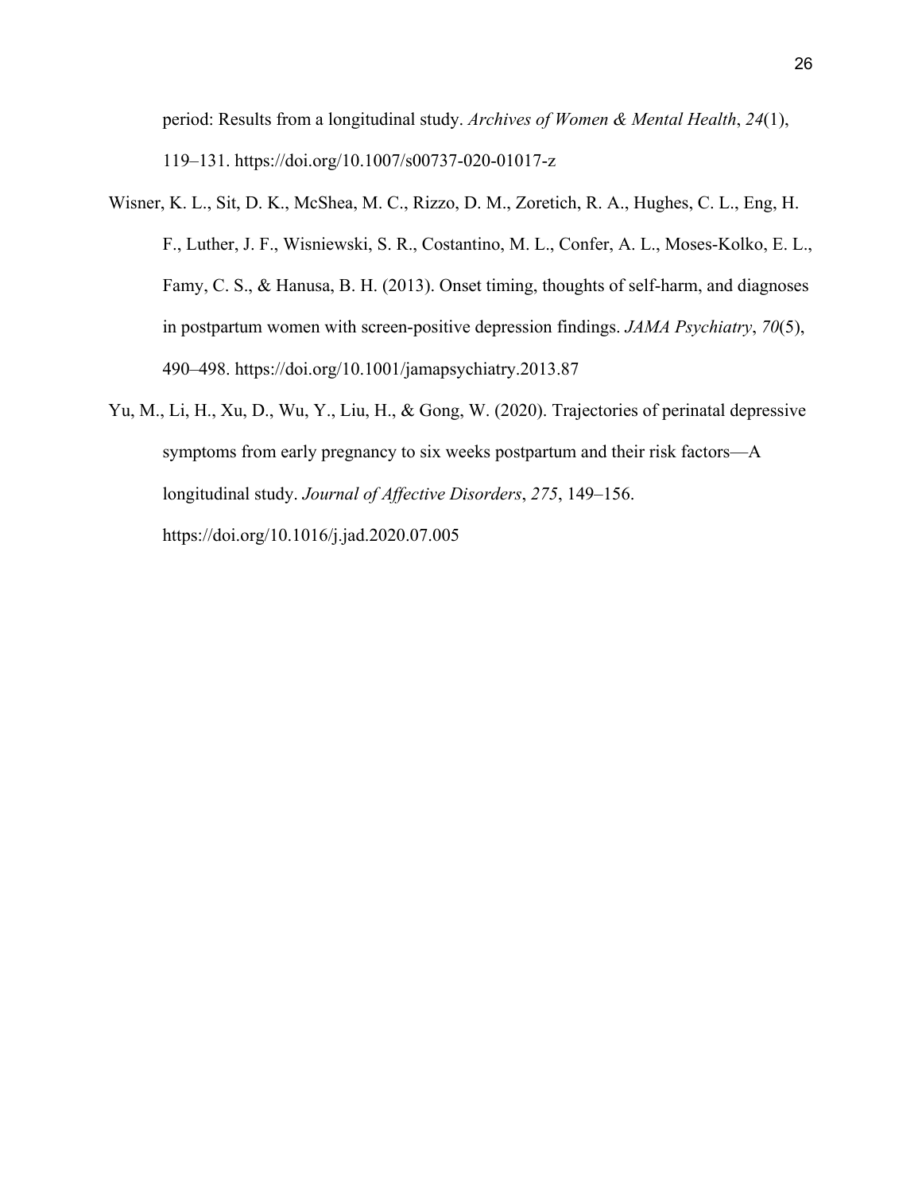period: Results from a longitudinal study. *Archives of Women & Mental Health*, *24*(1), 119–131. https://doi.org/10.1007/s00737-020-01017-z

Wisner, K. L., Sit, D. K., McShea, M. C., Rizzo, D. M., Zoretich, R. A., Hughes, C. L., Eng, H. F., Luther, J. F., Wisniewski, S. R., Costantino, M. L., Confer, A. L., Moses-Kolko, E. L., Famy, C. S., & Hanusa, B. H. (2013). Onset timing, thoughts of self-harm, and diagnoses in postpartum women with screen-positive depression findings. *JAMA Psychiatry*, *70*(5), 490–498. https://doi.org/10.1001/jamapsychiatry.2013.87

Yu, M., Li, H., Xu, D., Wu, Y., Liu, H., & Gong, W. (2020). Trajectories of perinatal depressive symptoms from early pregnancy to six weeks postpartum and their risk factors—A longitudinal study. *Journal of Affective Disorders*, *275*, 149–156. https://doi.org/10.1016/j.jad.2020.07.005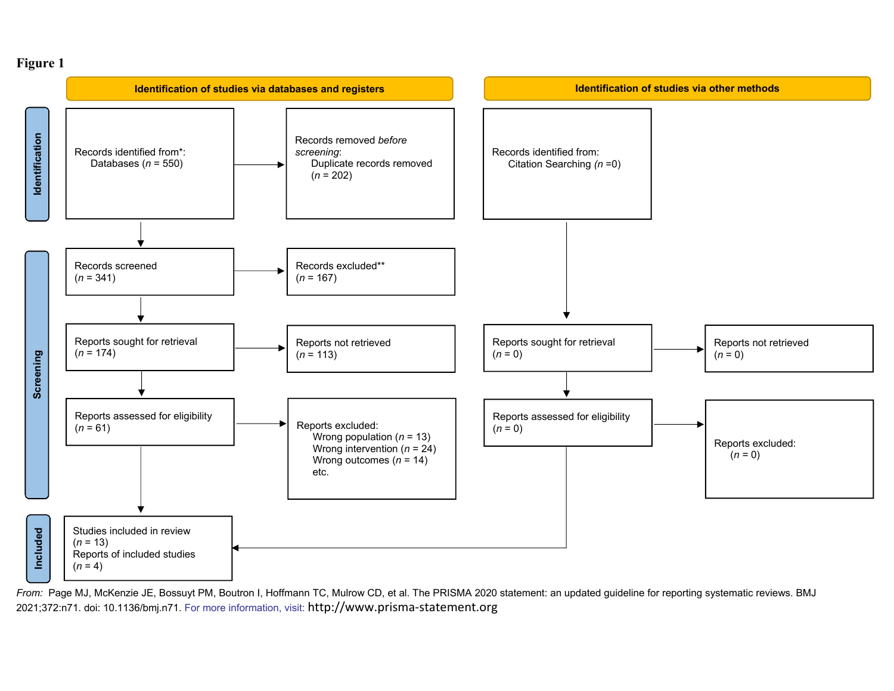**Figure 1**

**Identification of studies via databases and registers**

**Identification of studies via other methods**

**Identification**

Records identified from*:
Databases (*n* = 550)

Records removed *before screening*:
Duplicate records removed (*n* = 202)

Records identified from:
Citation Searching (*n* =0)

**Screening**

Records screened
(*n* = 341)

Records excluded**
(*n* = 167)

Reports sought for retrieval
(*n* = 174)

Reports not retrieved
(*n* = 113)

Reports sought for retrieval
(*n* = 0)

Reports not retrieved
(*n* = 0)

Reports assessed for eligibility
(*n* = 61)

Reports excluded:
Wrong population (*n* = 13)
Wrong intervention (*n* = 24)
Wrong outcomes (*n* = 14)
etc.

Reports assessed for eligibility
(*n* = 0)

Reports excluded:
(*n* = 0)

**Included**

Studies included in review
(*n* = 13)
Reports of included studies
(*n* = 4)

*From:* Page MJ, McKenzie JE, Bossuyt PM, Boutron I, Hoffmann TC, Mulrow CD, et al. The PRISMA 2020 statement: an updated guideline for reporting systematic reviews. BMJ 2021;372:n71. doi: 10.1136/bmj.n71. For more information, visit: http://www.prisma-statement.org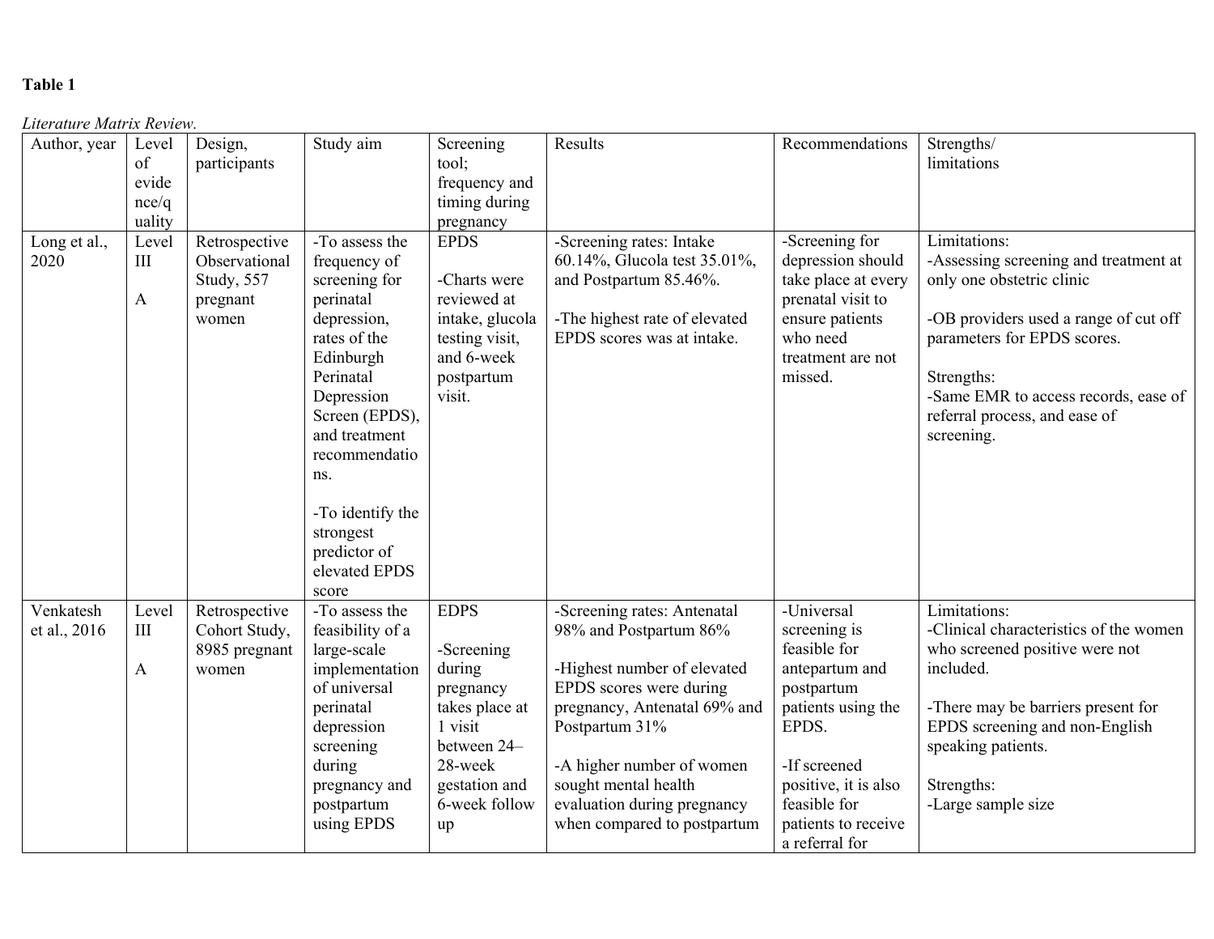**Table 1**

*Literature Matrix Review.*

| Author, year | Level of evidence/quality | Design, participants | Study aim | Screening tool; frequency and timing during pregnancy | Results | Recommendations | Strengths/ limitations |
|---|---|---|---|---|---|---|---|
| Long et al., 2020 | Level III<br><br>A | Retrospective Observational Study, 557 pregnant women | -To assess the frequency of screening for perinatal depression, rates of the Edinburgh Perinatal Depression Screen (EPDS), and treatment recommendations.<br><br>-To identify the strongest predictor of elevated EPDS score | EPDS<br><br>-Charts were reviewed at intake, glucola testing visit, and 6-week postpartum visit. | -Screening rates: Intake 60.14%, Glucola test 35.01%, and Postpartum 85.46%.<br><br>-The highest rate of elevated EPDS scores was at intake. | -Screening for depression should take place at every prenatal visit to ensure patients who need treatment are not missed. | Limitations:<br>-Assessing screening and treatment at only one obstetric clinic<br><br>-OB providers used a range of cut off parameters for EPDS scores.<br><br>Strengths:<br>-Same EMR to access records, ease of referral process, and ease of screening. |
| Venkatesh et al., 2016 | Level III<br><br>A | Retrospective Cohort Study, 8985 pregnant women | -To assess the feasibility of a large-scale implementation of universal perinatal depression screening during pregnancy and postpartum using EPDS | EDPS<br><br>-Screening during pregnancy takes place at 1 visit between 24–28-week gestation and 6-week follow up | -Screening rates: Antenatal 98% and Postpartum 86%<br><br>-Highest number of elevated EPDS scores were during pregnancy, Antenatal 69% and Postpartum 31%<br><br>-A higher number of women sought mental health evaluation during pregnancy when compared to postpartum | -Universal screening is feasible for antepartum and postpartum patients using the EPDS.<br><br>-If screened positive, it is also feasible for patients to receive a referral for | Limitations:<br>-Clinical characteristics of the women who screened positive were not included.<br><br>-There may be barriers present for EPDS screening and non-English speaking patients.<br><br>Strengths:<br>-Large sample size |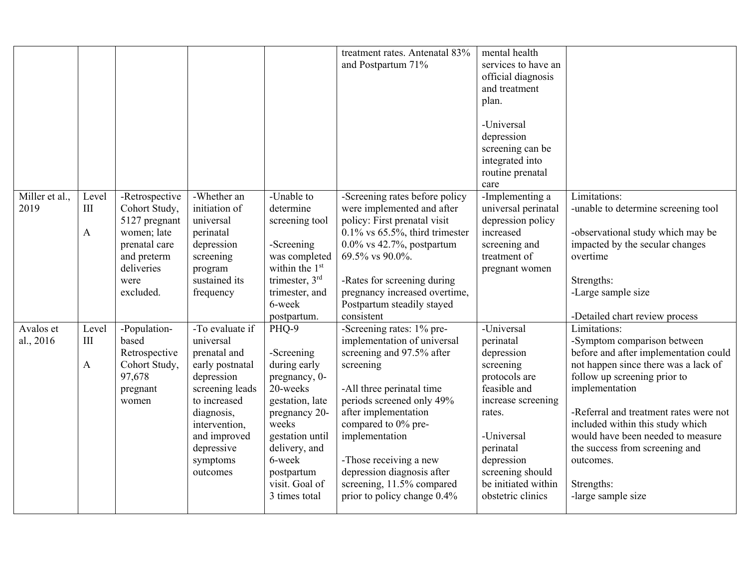| | | | | | | | |
|---|---|---|---|---|---|---|---|
| | | | | | treatment rates. Antenatal 83% and Postpartum 71% | mental health services to have an official diagnosis and treatment plan.<br><br>-Universal depression screening can be integrated into routine prenatal care | |
| Miller et al., 2019 | Level III<br><br>A | -Retrospective Cohort Study, 5127 pregnant women; late prenatal care and preterm deliveries were excluded. | -Whether an initiation of universal perinatal depression screening program sustained its frequency | -Unable to determine screening tool<br><br>-Screening was completed within the 1st trimester, 3rd trimester, and 6-week postpartum. | -Screening rates before policy were implemented and after policy: First prenatal visit 0.1% vs 65.5%, third trimester 0.0% vs 42.7%, postpartum 69.5% vs 90.0%.<br><br>-Rates for screening during pregnancy increased overtime, Postpartum steadily stayed consistent | -Implementing a universal perinatal depression policy increased screening and treatment of pregnant women | Limitations:<br>-unable to determine screening tool<br><br>-observational study which may be impacted by the secular changes overtime<br><br>Strengths:<br>-Large sample size<br><br>-Detailed chart review process |
| Avalos et al., 2016 | Level III<br><br>A | -Population-based Retrospective Cohort Study, 97,678 pregnant women | -To evaluate if universal prenatal and early postnatal depression screening leads to increased diagnosis, intervention, and improved depressive symptoms outcomes | PHQ-9<br><br>-Screening during early pregnancy, 0-20-weeks gestation, late pregnancy 20-weeks gestation until delivery, and 6-week postpartum visit. Goal of 3 times total | -Screening rates: 1% pre-implementation of universal screening and 97.5% after screening<br><br>-All three perinatal time periods screened only 49% after implementation compared to 0% pre-implementation<br><br>-Those receiving a new depression diagnosis after screening, 11.5% compared prior to policy change 0.4% | -Universal perinatal depression screening protocols are feasible and increase screening rates.<br><br>-Universal perinatal depression screening should be initiated within obstetric clinics | Limitations:<br>-Symptom comparison between before and after implementation could not happen since there was a lack of follow up screening prior to implementation<br><br>-Referral and treatment rates were not included within this study which would have been needed to measure the success from screening and outcomes.<br><br>Strengths:<br>-large sample size |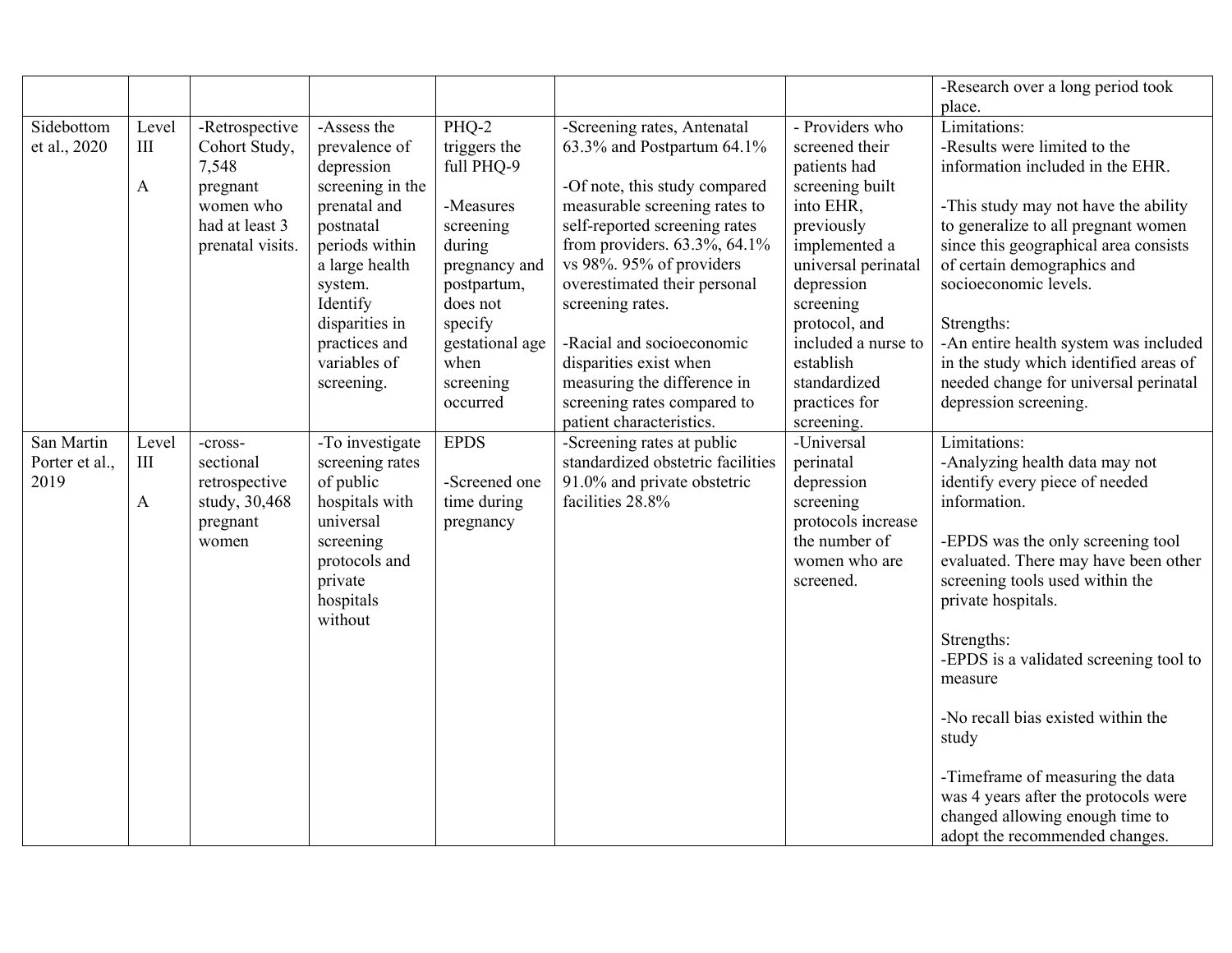| | | | | | | | |
|---|---|---|---|---|---|---|---|
| | | | | | | | -Research over a long period took place. |
| Sidebottom et al., 2020 | Level III<br><br>A | -Retrospective Cohort Study, 7,548 pregnant women who had at least 3 prenatal visits. | -Assess the prevalence of depression screening in the prenatal and postnatal periods within a large health system. Identify disparities in practices and variables of screening. | PHQ-2 triggers the full PHQ-9<br><br>-Measures screening during pregnancy and postpartum, does not specify gestational age when screening occurred | -Screening rates, Antenatal 63.3% and Postpartum 64.1%<br><br>-Of note, this study compared measurable screening rates to self-reported screening rates from providers. 63.3%, 64.1% vs 98%. 95% of providers overestimated their personal screening rates.<br><br>-Racial and socioeconomic disparities exist when measuring the difference in screening rates compared to patient characteristics. | - Providers who screened their patients had screening built into EHR, previously implemented a universal perinatal depression screening protocol, and included a nurse to establish standardized practices for screening. | Limitations:<br>-Results were limited to the information included in the EHR.<br><br>-This study may not have the ability to generalize to all pregnant women since this geographical area consists of certain demographics and socioeconomic levels.<br><br>Strengths:<br>-An entire health system was included in the study which identified areas of needed change for universal perinatal depression screening. |
| San Martin Porter et al., 2019 | Level III<br><br>A | -cross-sectional retrospective study, 30,468 pregnant women | -To investigate screening rates of public hospitals with universal screening protocols and private hospitals without | EPDS<br><br>-Screened one time during pregnancy | -Screening rates at public standardized obstetric facilities 91.0% and private obstetric facilities 28.8% | -Universal perinatal depression screening protocols increase the number of women who are screened. | Limitations:<br>-Analyzing health data may not identify every piece of needed information.<br><br>-EPDS was the only screening tool evaluated. There may have been other screening tools used within the private hospitals.<br><br>Strengths:<br>-EPDS is a validated screening tool to measure<br><br>-No recall bias existed within the study<br><br>-Timeframe of measuring the data was 4 years after the protocols were changed allowing enough time to adopt the recommended changes. |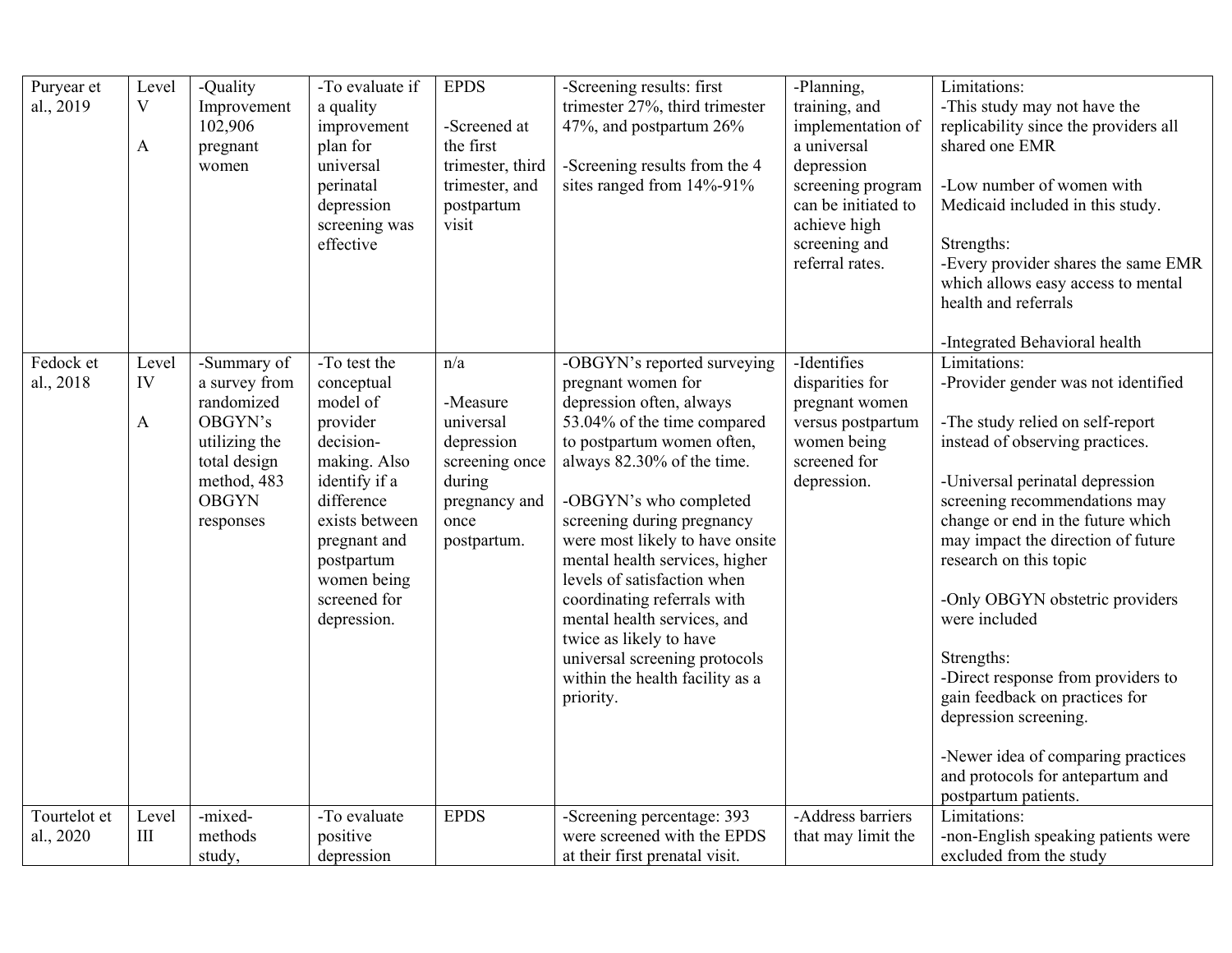| | | | | | | | |
|---|---|---|---|---|---|---|---|
| Puryear et al., 2019 | Level V<br><br>A | -Quality Improvement 102,906 pregnant women | -To evaluate if a quality improvement plan for universal perinatal depression screening was effective | EPDS<br><br>-Screened at the first trimester, third trimester, and postpartum visit | -Screening results: first trimester 27%, third trimester 47%, and postpartum 26%<br><br>-Screening results from the 4 sites ranged from 14%-91% | -Planning, training, and implementation of a universal depression screening program can be initiated to achieve high screening and referral rates. | Limitations:<br>-This study may not have the replicability since the providers all shared one EMR<br><br>-Low number of women with Medicaid included in this study.<br><br>Strengths:<br>-Every provider shares the same EMR which allows easy access to mental health and referrals<br><br>-Integrated Behavioral health |
| Fedock et al., 2018 | Level IV<br><br>A | -Summary of a survey from randomized OBGYN's utilizing the total design method, 483 OBGYN responses | -To test the conceptual model of provider decision-making. Also identify if a difference exists between pregnant and postpartum women being screened for depression. | n/a<br><br>-Measure universal depression screening once during pregnancy and once postpartum. | -OBGYN's reported surveying pregnant women for depression often, always 53.04% of the time compared to postpartum women often, always 82.30% of the time.<br><br>-OBGYN's who completed screening during pregnancy were most likely to have onsite mental health services, higher levels of satisfaction when coordinating referrals with mental health services, and twice as likely to have universal screening protocols within the health facility as a priority. | -Identifies disparities for pregnant women versus postpartum women being screened for depression. | Limitations:<br>-Provider gender was not identified<br><br>-The study relied on self-report instead of observing practices.<br><br>-Universal perinatal depression screening recommendations may change or end in the future which may impact the direction of future research on this topic<br><br>-Only OBGYN obstetric providers were included<br><br>Strengths:<br>-Direct response from providers to gain feedback on practices for depression screening.<br><br>-Newer idea of comparing practices and protocols for antepartum and postpartum patients. |
| Tourtelot et al., 2020 | Level III | -mixed-methods study, | -To evaluate positive depression | EPDS | -Screening percentage: 393 were screened with the EPDS at their first prenatal visit. | -Address barriers that may limit the | Limitations:<br>-non-English speaking patients were excluded from the study |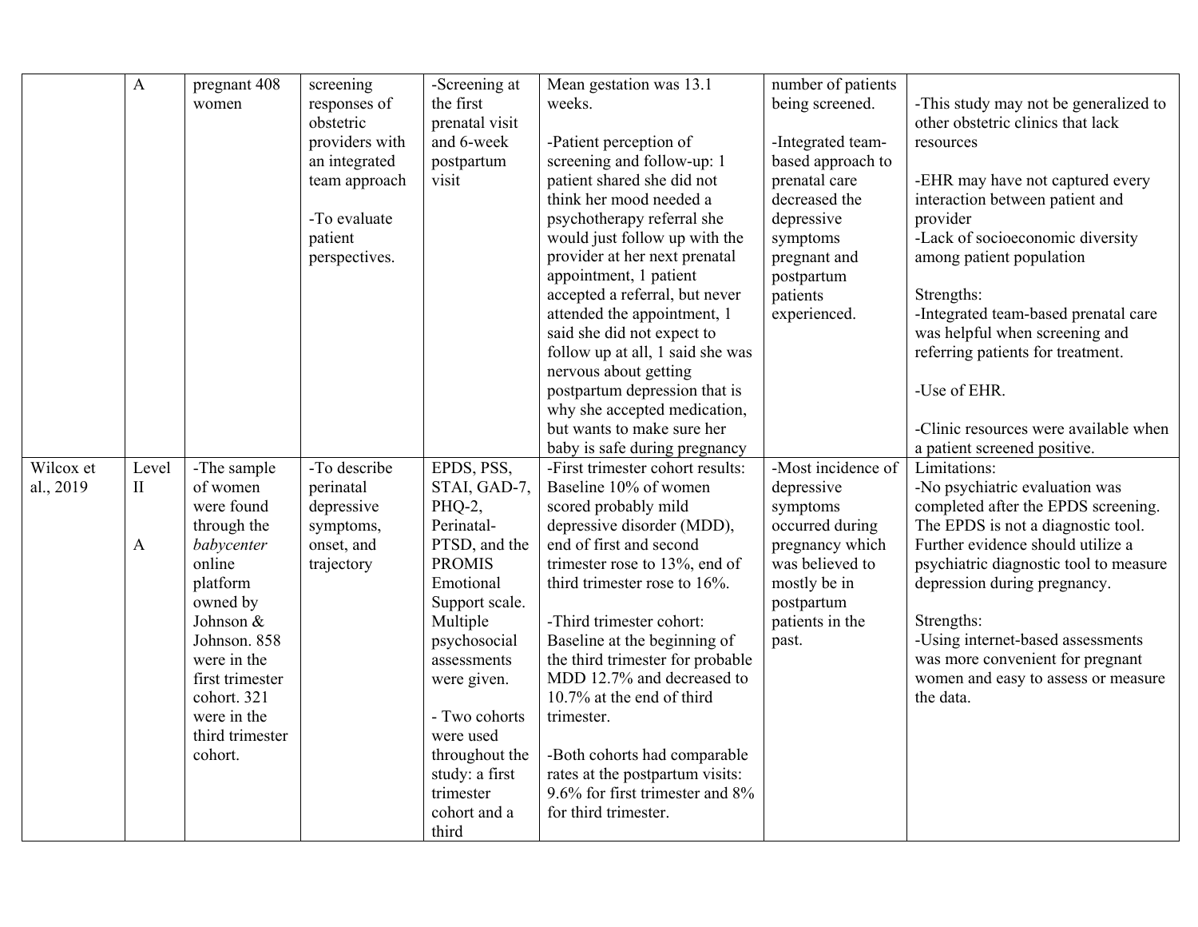| | | | | | | | |
|---|---|---|---|---|---|---|---|
| | A | pregnant 408 women | screening responses of obstetric providers with an integrated team approach<br><br>-To evaluate patient perspectives. | -Screening at the first prenatal visit and 6-week postpartum visit | Mean gestation was 13.1 weeks.<br><br>-Patient perception of screening and follow-up: 1 patient shared she did not think her mood needed a psychotherapy referral she would just follow up with the provider at her next prenatal appointment, 1 patient accepted a referral, but never attended the appointment, 1 said she did not expect to follow up at all, 1 said she was nervous about getting postpartum depression that is why she accepted medication, but wants to make sure her baby is safe during pregnancy | number of patients being screened.<br><br>-Integrated team-based approach to prenatal care decreased the depressive symptoms pregnant and postpartum patients experienced. | -This study may not be generalized to other obstetric clinics that lack resources<br><br>-EHR may have not captured every interaction between patient and provider<br>-Lack of socioeconomic diversity among patient population<br><br>Strengths:<br>-Integrated team-based prenatal care was helpful when screening and referring patients for treatment.<br><br>-Use of EHR.<br><br>-Clinic resources were available when a patient screened positive. |
| Wilcox et al., 2019 | Level II<br><br>A | -The sample of women were found through the *babycenter* online platform owned by Johnson & Johnson. 858 were in the first trimester cohort. 321 were in the third trimester cohort. | -To describe perinatal depressive symptoms, onset, and trajectory | EPDS, PSS, STAI, GAD-7, PHQ-2, Perinatal-PTSD, and the PROMIS Emotional Support scale. Multiple psychosocial assessments were given.<br><br>- Two cohorts were used throughout the study: a first trimester cohort and a third | -First trimester cohort results: Baseline 10% of women scored probably mild depressive disorder (MDD), end of first and second trimester rose to 13%, end of third trimester rose to 16%.<br><br>-Third trimester cohort: Baseline at the beginning of the third trimester for probable MDD 12.7% and decreased to 10.7% at the end of third trimester.<br><br>-Both cohorts had comparable rates at the postpartum visits: 9.6% for first trimester and 8% for third trimester. | -Most incidence of depressive symptoms occurred during pregnancy which was believed to mostly be in postpartum patients in the past. | Limitations:<br>-No psychiatric evaluation was completed after the EPDS screening. The EPDS is not a diagnostic tool. Further evidence should utilize a psychiatric diagnostic tool to measure depression during pregnancy.<br><br>Strengths:<br>-Using internet-based assessments was more convenient for pregnant women and easy to assess or measure the data. |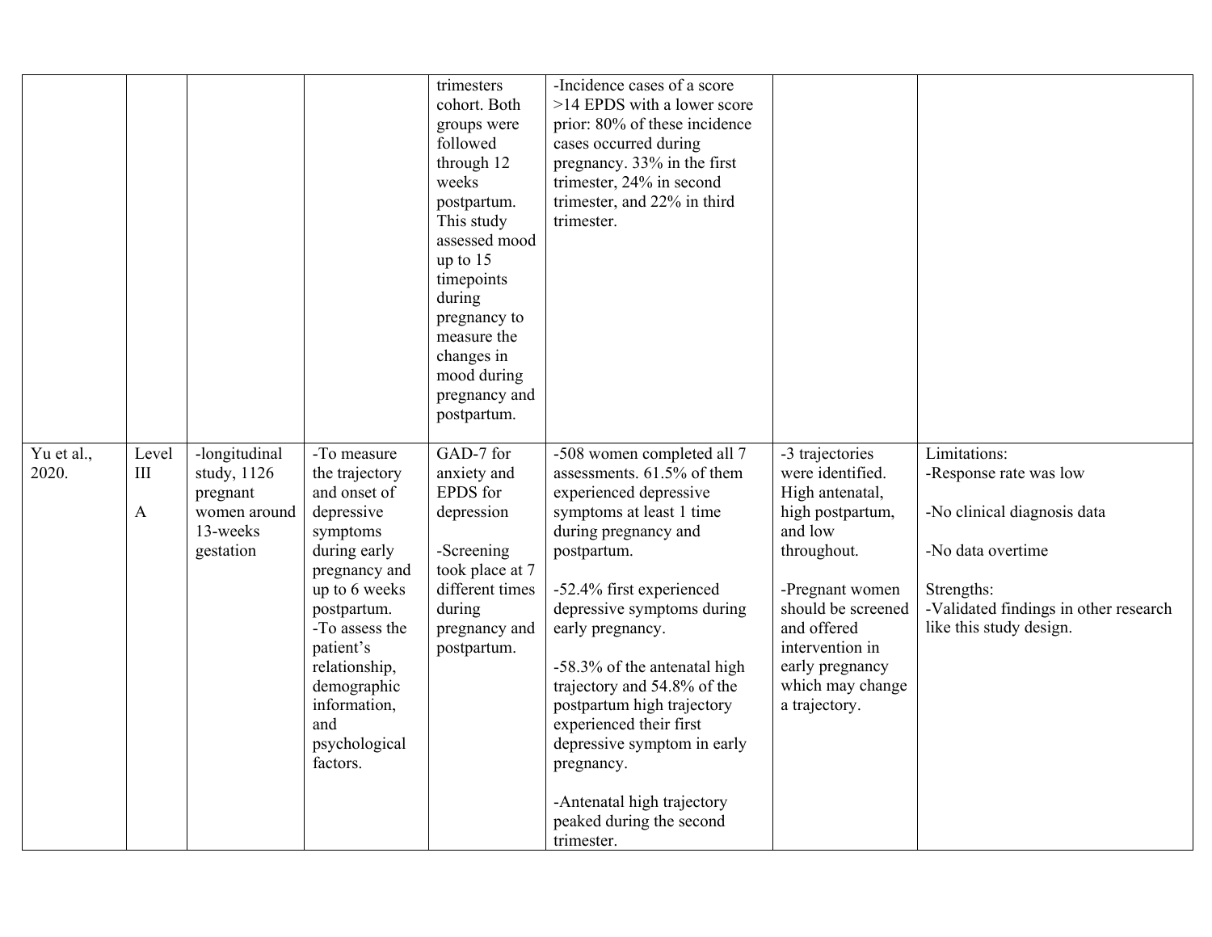| | | | | | | | |
|---|---|---|---|---|---|---|---|
| | | | | trimesters cohort. Both groups were followed through 12 weeks postpartum. This study assessed mood up to 15 timepoints during pregnancy to measure the changes in mood during pregnancy and postpartum. | -Incidence cases of a score >14 EPDS with a lower score prior: 80% of these incidence cases occurred during pregnancy. 33% in the first trimester, 24% in second trimester, and 22% in third trimester. | | |
| Yu et al., 2020. | Level III<br><br>A | -longitudinal study, 1126 pregnant women around 13-weeks gestation | -To measure the trajectory and onset of depressive symptoms during early pregnancy and up to 6 weeks postpartum.<br>-To assess the patient's relationship, demographic information, and psychological factors. | GAD-7 for anxiety and EPDS for depression<br><br>-Screening took place at 7 different times during pregnancy and postpartum. | -508 women completed all 7 assessments. 61.5% of them experienced depressive symptoms at least 1 time during pregnancy and postpartum.<br><br>-52.4% first experienced depressive symptoms during early pregnancy.<br><br>-58.3% of the antenatal high trajectory and 54.8% of the postpartum high trajectory experienced their first depressive symptom in early pregnancy.<br><br>-Antenatal high trajectory peaked during the second trimester. | -3 trajectories were identified. High antenatal, high postpartum, and low throughout.<br><br>-Pregnant women should be screened and offered intervention in early pregnancy which may change a trajectory. | Limitations:<br>-Response rate was low<br><br>-No clinical diagnosis data<br><br>-No data overtime<br><br>Strengths:<br>-Validated findings in other research like this study design. |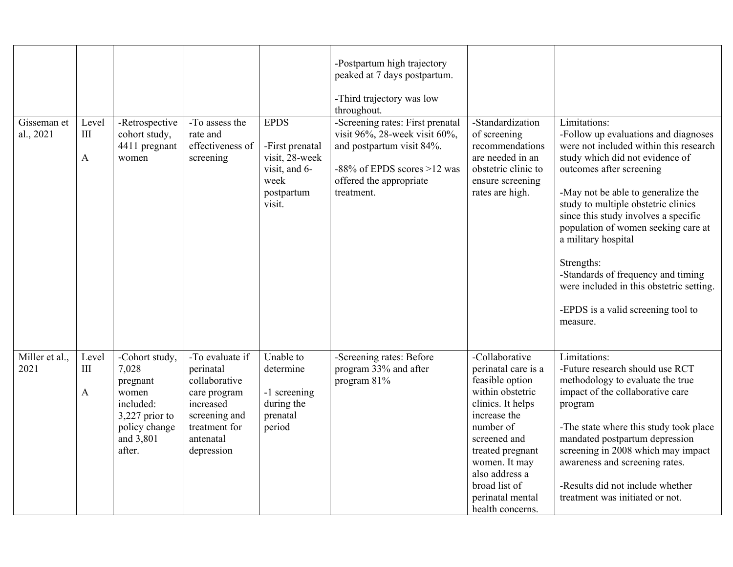| | | | | | | | |
|---|---|---|---|---|---|---|---|
| | | | | | -Postpartum high trajectory peaked at 7 days postpartum.<br><br>-Third trajectory was low throughout. | | |
| Gisseman et al., 2021 | Level III<br><br>A | -Retrospective cohort study, 4411 pregnant women | -To assess the rate and effectiveness of screening | EPDS<br><br>-First prenatal visit, 28-week visit, and 6-week postpartum visit. | -Screening rates: First prenatal visit 96%, 28-week visit 60%, and postpartum visit 84%.<br><br>-88% of EPDS scores >12 was offered the appropriate treatment. | -Standardization of screening recommendations are needed in an obstetric clinic to ensure screening rates are high. | Limitations:<br>-Follow up evaluations and diagnoses were not included within this research study which did not evidence of outcomes after screening<br><br>-May not be able to generalize the study to multiple obstetric clinics since this study involves a specific population of women seeking care at a military hospital<br><br>Strengths:<br>-Standards of frequency and timing were included in this obstetric setting.<br><br>-EPDS is a valid screening tool to measure. |
| Miller et al., 2021 | Level III<br><br>A | -Cohort study, 7,028 pregnant women included: 3,227 prior to policy change and 3,801 after. | -To evaluate if perinatal collaborative care program increased screening and treatment for antenatal depression | Unable to determine<br><br>-1 screening during the prenatal period | -Screening rates: Before program 33% and after program 81% | -Collaborative perinatal care is a feasible option within obstetric clinics. It helps increase the number of screened and treated pregnant women. It may also address a broad list of perinatal mental health concerns. | Limitations:<br>-Future research should use RCT methodology to evaluate the true impact of the collaborative care program<br><br>-The state where this study took place mandated postpartum depression screening in 2008 which may impact awareness and screening rates.<br><br>-Results did not include whether treatment was initiated or not. |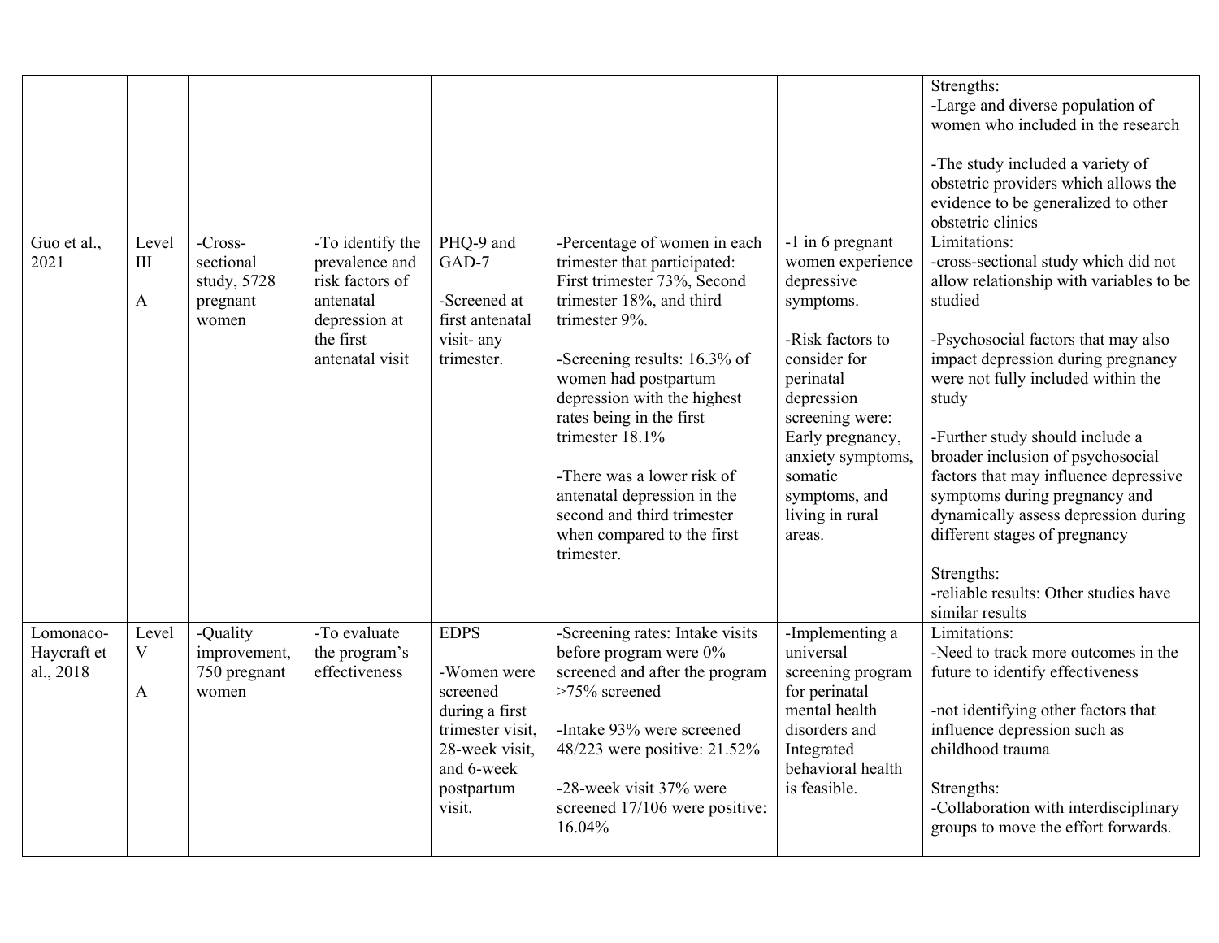| | | | | | | | |
|---|---|---|---|---|---|---|---|
| | | | | | | | Strengths:<br>-Large and diverse population of women who included in the research<br><br>-The study included a variety of obstetric providers which allows the evidence to be generalized to other obstetric clinics |
| Guo et al., 2021 | Level III<br><br>A | -Cross-sectional study, 5728 pregnant women | -To identify the prevalence and risk factors of antenatal depression at the first antenatal visit | PHQ-9 and GAD-7<br><br>-Screened at first antenatal visit- any trimester. | -Percentage of women in each trimester that participated: First trimester 73%, Second trimester 18%, and third trimester 9%.<br><br>-Screening results: 16.3% of women had postpartum depression with the highest rates being in the first trimester 18.1%<br><br>-There was a lower risk of antenatal depression in the second and third trimester when compared to the first trimester. | -1 in 6 pregnant women experience depressive symptoms.<br><br>-Risk factors to consider for perinatal depression screening were: Early pregnancy, anxiety symptoms, somatic symptoms, and living in rural areas. | Limitations:<br>-cross-sectional study which did not allow relationship with variables to be studied<br><br>-Psychosocial factors that may also impact depression during pregnancy were not fully included within the study<br><br>-Further study should include a broader inclusion of psychosocial factors that may influence depressive symptoms during pregnancy and dynamically assess depression during different stages of pregnancy<br><br>Strengths:<br>-reliable results: Other studies have similar results |
| Lomonaco-Haycraft et al., 2018 | Level V<br><br>A | -Quality improvement, 750 pregnant women | -To evaluate the program's effectiveness | EDPS<br><br>-Women were screened during a first trimester visit, 28-week visit, and 6-week postpartum visit. | -Screening rates: Intake visits before program were 0% screened and after the program >75% screened<br><br>-Intake 93% were screened 48/223 were positive: 21.52%<br><br>-28-week visit 37% were screened 17/106 were positive: 16.04% | -Implementing a universal screening program for perinatal mental health disorders and Integrated behavioral health is feasible. | Limitations:<br>-Need to track more outcomes in the future to identify effectiveness<br><br>-not identifying other factors that influence depression such as childhood trauma<br><br>Strengths:<br>-Collaboration with interdisciplinary groups to move the effort forwards. |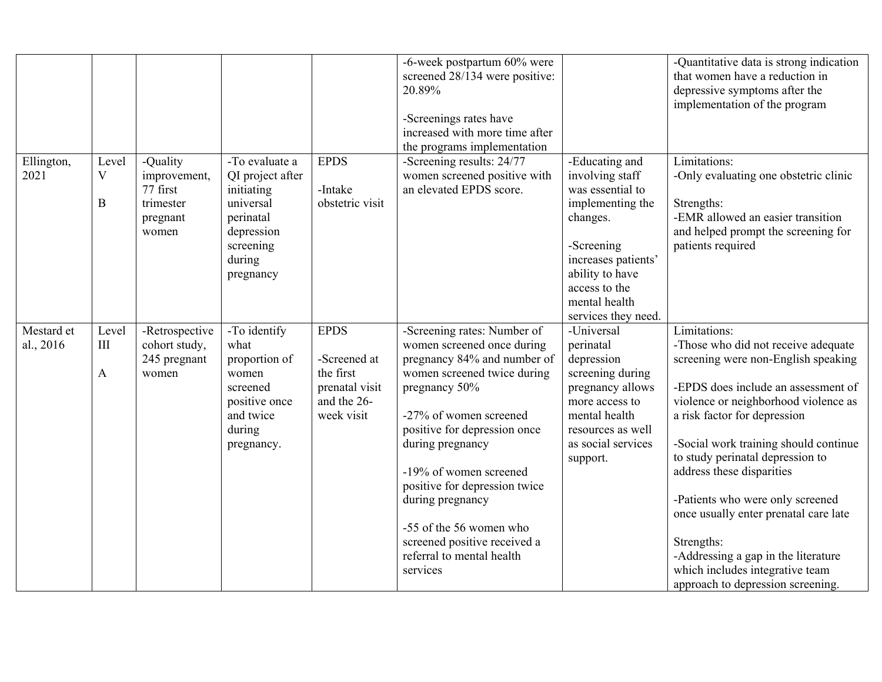|  |  |  |  |  | -6-week postpartum 60% were screened 28/134 were positive: 20.89%<br><br>-Screenings rates have increased with more time after the programs implementation |  | -Quantitative data is strong indication that women have a reduction in depressive symptoms after the implementation of the program |
|---|---|---|---|---|---|---|---|
| Ellington, 2021 | Level V<br><br>B | -Quality improvement, 77 first trimester pregnant women | -To evaluate a QI project after initiating universal perinatal depression screening during pregnancy | EPDS<br><br>-Intake obstetric visit | -Screening results: 24/77 women screened positive with an elevated EPDS score. | -Educating and involving staff was essential to implementing the changes.<br><br>-Screening increases patients' ability to have access to the mental health services they need. | Limitations:<br>-Only evaluating one obstetric clinic<br><br>Strengths:<br>-EMR allowed an easier transition and helped prompt the screening for patients required |
| Mestard et al., 2016 | Level III<br><br>A | -Retrospective cohort study, 245 pregnant women | -To identify what proportion of women screened positive once and twice during pregnancy. | EPDS<br><br>-Screened at the first prenatal visit and the 26-week visit | -Screening rates: Number of women screened once during pregnancy 84% and number of women screened twice during pregnancy 50%<br><br>-27% of women screened positive for depression once during pregnancy<br><br>-19% of women screened positive for depression twice during pregnancy<br><br>-55 of the 56 women who screened positive received a referral to mental health services | -Universal perinatal depression screening during pregnancy allows more access to mental health resources as well as social services support. | Limitations:<br>-Those who did not receive adequate screening were non-English speaking<br><br>-EPDS does include an assessment of violence or neighborhood violence as a risk factor for depression<br><br>-Social work training should continue to study perinatal depression to address these disparities<br><br>-Patients who were only screened once usually enter prenatal care late<br><br>Strengths:<br>-Addressing a gap in the literature which includes integrative team approach to depression screening. |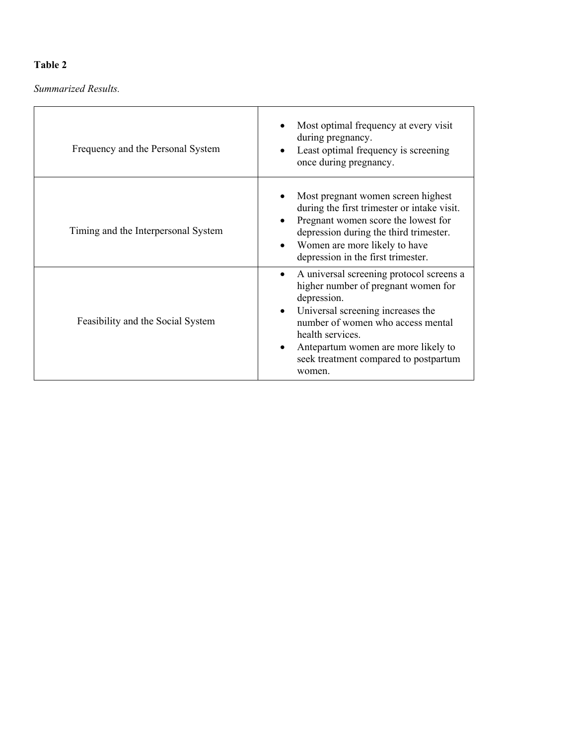**Table 2**

*Summarized Results.*

| | |
|---|---|
| Frequency and the Personal System | • Most optimal frequency at every visit during pregnancy.<br>• Least optimal frequency is screening once during pregnancy. |
| Timing and the Interpersonal System | • Most pregnant women screen highest during the first trimester or intake visit.<br>• Pregnant women score the lowest for depression during the third trimester.<br>• Women are more likely to have depression in the first trimester. |
| Feasibility and the Social System | • A universal screening protocol screens a higher number of pregnant women for depression.<br>• Universal screening increases the number of women who access mental health services.<br>• Antepartum women are more likely to seek treatment compared to postpartum women. |